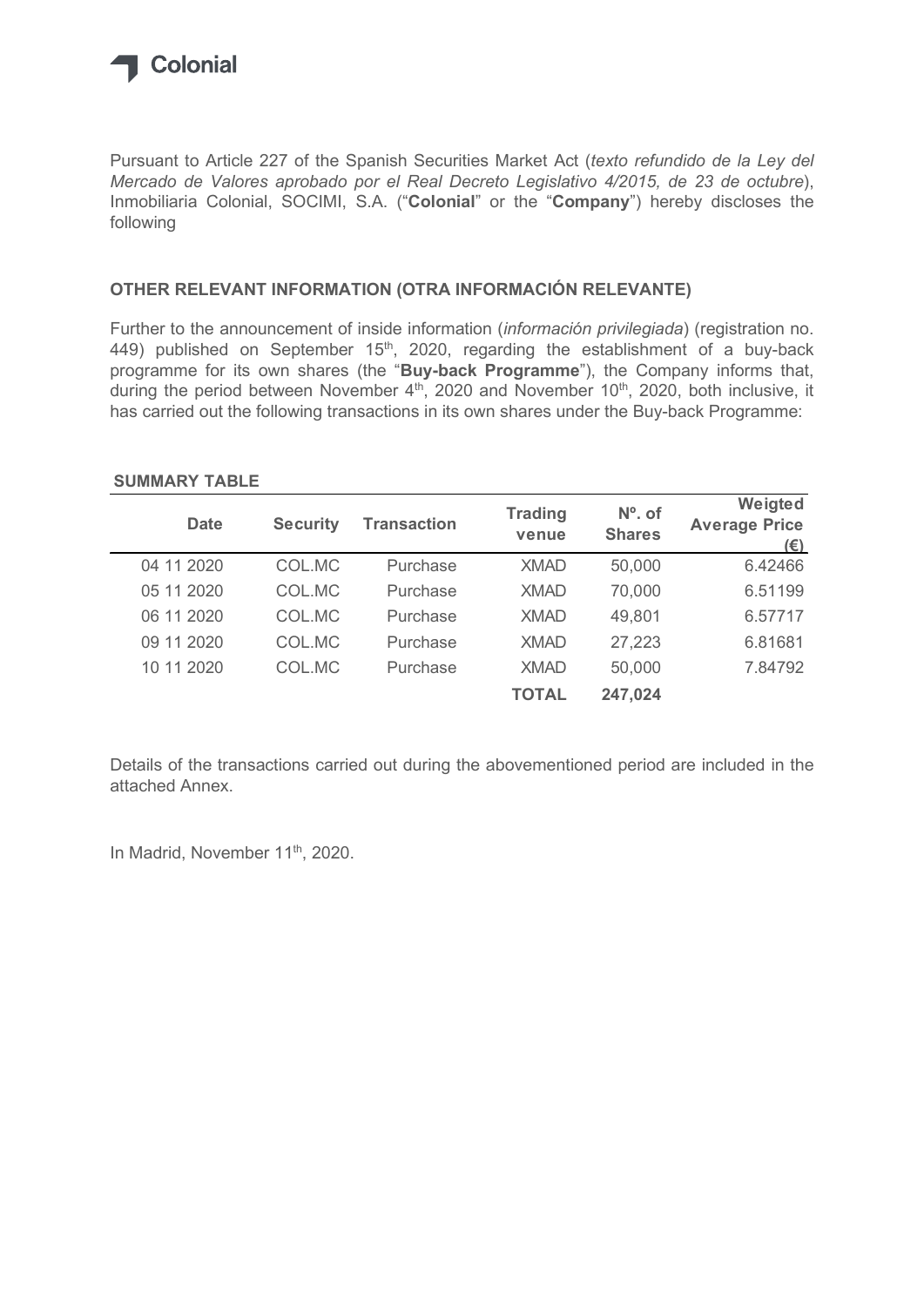Colonial

Pursuant to Article 227 of the Spanish Securities Market Act (*texto refundido de la Ley del Mercado de Valores aprobado por el Real Decreto Legislativo 4/2015, de 23 de octubre*), Inmobiliaria Colonial, SOCIMI, S.A. ("**Colonial**" or the "**Company**") hereby discloses the following

## OTHER RELEVANT INFORMATION (OTRA INFORMACIÓN RELEVANTE)

Further to the announcement of inside information (*información privilegiada*) (registration no. 449) published on September 15th, 2020, regarding the establishment of a buy-back programme for its own shares (the "**Buy-back Programme**"), the Company informs that, during the period between November 4th, 2020 and November 10th, 2020, both inclusive, it has carried out the following transactions in its own shares under the Buy-back Programme:

**SUMMARY TABLE**

| Date | Security | Transaction | Trading venue | Nº. of Shares | Weigted Average Price (€) |
|---|---|---|---|---|---|
| 04 11 2020 | COL.MC | Purchase | XMAD | 50,000 | 6.42466 |
| 05 11 2020 | COL.MC | Purchase | XMAD | 70,000 | 6.51199 |
| 06 11 2020 | COL.MC | Purchase | XMAD | 49,801 | 6.57717 |
| 09 11 2020 | COL.MC | Purchase | XMAD | 27,223 | 6.81681 |
| 10 11 2020 | COL.MC | Purchase | XMAD | 50,000 | 7.84792 |
| | | | **TOTAL** | **247,024** | |

Details of the transactions carried out during the abovementioned period are included in the attached Annex.

In Madrid, November 11th, 2020.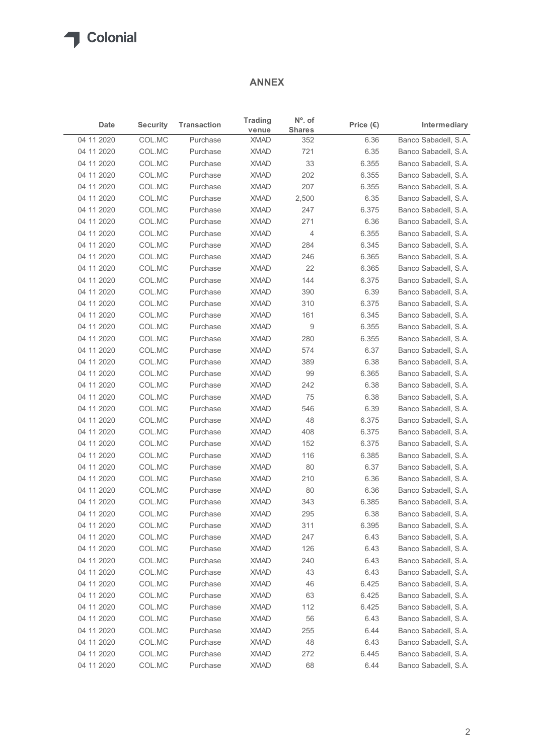## ANNEX

| Date | Security | Transaction | Trading venue | Nº. of Shares | Price (€) | Intermediary |
|---|---|---|---|---|---|---|
| 04 11 2020 | COL.MC | Purchase | XMAD | 352 | 6.36 | Banco Sabadell, S.A. |
| 04 11 2020 | COL.MC | Purchase | XMAD | 721 | 6.35 | Banco Sabadell, S.A. |
| 04 11 2020 | COL.MC | Purchase | XMAD | 33 | 6.355 | Banco Sabadell, S.A. |
| 04 11 2020 | COL.MC | Purchase | XMAD | 202 | 6.355 | Banco Sabadell, S.A. |
| 04 11 2020 | COL.MC | Purchase | XMAD | 207 | 6.355 | Banco Sabadell, S.A. |
| 04 11 2020 | COL.MC | Purchase | XMAD | 2,500 | 6.35 | Banco Sabadell, S.A. |
| 04 11 2020 | COL.MC | Purchase | XMAD | 247 | 6.375 | Banco Sabadell, S.A. |
| 04 11 2020 | COL.MC | Purchase | XMAD | 271 | 6.36 | Banco Sabadell, S.A. |
| 04 11 2020 | COL.MC | Purchase | XMAD | 4 | 6.355 | Banco Sabadell, S.A. |
| 04 11 2020 | COL.MC | Purchase | XMAD | 284 | 6.345 | Banco Sabadell, S.A. |
| 04 11 2020 | COL.MC | Purchase | XMAD | 246 | 6.365 | Banco Sabadell, S.A. |
| 04 11 2020 | COL.MC | Purchase | XMAD | 22 | 6.365 | Banco Sabadell, S.A. |
| 04 11 2020 | COL.MC | Purchase | XMAD | 144 | 6.375 | Banco Sabadell, S.A. |
| 04 11 2020 | COL.MC | Purchase | XMAD | 390 | 6.39 | Banco Sabadell, S.A. |
| 04 11 2020 | COL.MC | Purchase | XMAD | 310 | 6.375 | Banco Sabadell, S.A. |
| 04 11 2020 | COL.MC | Purchase | XMAD | 161 | 6.345 | Banco Sabadell, S.A. |
| 04 11 2020 | COL.MC | Purchase | XMAD | 9 | 6.355 | Banco Sabadell, S.A. |
| 04 11 2020 | COL.MC | Purchase | XMAD | 280 | 6.355 | Banco Sabadell, S.A. |
| 04 11 2020 | COL.MC | Purchase | XMAD | 574 | 6.37 | Banco Sabadell, S.A. |
| 04 11 2020 | COL.MC | Purchase | XMAD | 389 | 6.38 | Banco Sabadell, S.A. |
| 04 11 2020 | COL.MC | Purchase | XMAD | 99 | 6.365 | Banco Sabadell, S.A. |
| 04 11 2020 | COL.MC | Purchase | XMAD | 242 | 6.38 | Banco Sabadell, S.A. |
| 04 11 2020 | COL.MC | Purchase | XMAD | 75 | 6.38 | Banco Sabadell, S.A. |
| 04 11 2020 | COL.MC | Purchase | XMAD | 546 | 6.39 | Banco Sabadell, S.A. |
| 04 11 2020 | COL.MC | Purchase | XMAD | 48 | 6.375 | Banco Sabadell, S.A. |
| 04 11 2020 | COL.MC | Purchase | XMAD | 408 | 6.375 | Banco Sabadell, S.A. |
| 04 11 2020 | COL.MC | Purchase | XMAD | 152 | 6.375 | Banco Sabadell, S.A. |
| 04 11 2020 | COL.MC | Purchase | XMAD | 116 | 6.385 | Banco Sabadell, S.A. |
| 04 11 2020 | COL.MC | Purchase | XMAD | 80 | 6.37 | Banco Sabadell, S.A. |
| 04 11 2020 | COL.MC | Purchase | XMAD | 210 | 6.36 | Banco Sabadell, S.A. |
| 04 11 2020 | COL.MC | Purchase | XMAD | 80 | 6.36 | Banco Sabadell, S.A. |
| 04 11 2020 | COL.MC | Purchase | XMAD | 343 | 6.385 | Banco Sabadell, S.A. |
| 04 11 2020 | COL.MC | Purchase | XMAD | 295 | 6.38 | Banco Sabadell, S.A. |
| 04 11 2020 | COL.MC | Purchase | XMAD | 311 | 6.395 | Banco Sabadell, S.A. |
| 04 11 2020 | COL.MC | Purchase | XMAD | 247 | 6.43 | Banco Sabadell, S.A. |
| 04 11 2020 | COL.MC | Purchase | XMAD | 126 | 6.43 | Banco Sabadell, S.A. |
| 04 11 2020 | COL.MC | Purchase | XMAD | 240 | 6.43 | Banco Sabadell, S.A. |
| 04 11 2020 | COL.MC | Purchase | XMAD | 43 | 6.43 | Banco Sabadell, S.A. |
| 04 11 2020 | COL.MC | Purchase | XMAD | 46 | 6.425 | Banco Sabadell, S.A. |
| 04 11 2020 | COL.MC | Purchase | XMAD | 63 | 6.425 | Banco Sabadell, S.A. |
| 04 11 2020 | COL.MC | Purchase | XMAD | 112 | 6.425 | Banco Sabadell, S.A. |
| 04 11 2020 | COL.MC | Purchase | XMAD | 56 | 6.43 | Banco Sabadell, S.A. |
| 04 11 2020 | COL.MC | Purchase | XMAD | 255 | 6.44 | Banco Sabadell, S.A. |
| 04 11 2020 | COL.MC | Purchase | XMAD | 48 | 6.43 | Banco Sabadell, S.A. |
| 04 11 2020 | COL.MC | Purchase | XMAD | 272 | 6.445 | Banco Sabadell, S.A. |
| 04 11 2020 | COL.MC | Purchase | XMAD | 68 | 6.44 | Banco Sabadell, S.A. |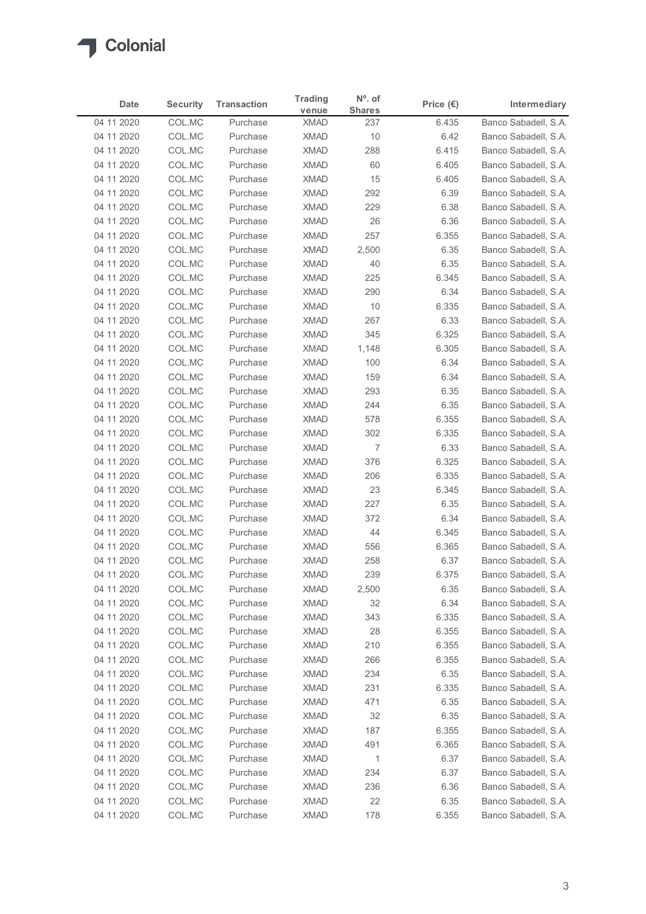| Date | Security | Transaction | Trading venue | Nº. of Shares | Price (€) | Intermediary |
|---|---|---|---|---|---|---|
| 04 11 2020 | COL.MC | Purchase | XMAD | 237 | 6.435 | Banco Sabadell, S.A. |
| 04 11 2020 | COL.MC | Purchase | XMAD | 10 | 6.42 | Banco Sabadell, S.A. |
| 04 11 2020 | COL.MC | Purchase | XMAD | 288 | 6.415 | Banco Sabadell, S.A. |
| 04 11 2020 | COL.MC | Purchase | XMAD | 60 | 6.405 | Banco Sabadell, S.A. |
| 04 11 2020 | COL.MC | Purchase | XMAD | 15 | 6.405 | Banco Sabadell, S.A. |
| 04 11 2020 | COL.MC | Purchase | XMAD | 292 | 6.39 | Banco Sabadell, S.A. |
| 04 11 2020 | COL.MC | Purchase | XMAD | 229 | 6.38 | Banco Sabadell, S.A. |
| 04 11 2020 | COL.MC | Purchase | XMAD | 26 | 6.36 | Banco Sabadell, S.A. |
| 04 11 2020 | COL.MC | Purchase | XMAD | 257 | 6.355 | Banco Sabadell, S.A. |
| 04 11 2020 | COL.MC | Purchase | XMAD | 2,500 | 6.35 | Banco Sabadell, S.A. |
| 04 11 2020 | COL.MC | Purchase | XMAD | 40 | 6.35 | Banco Sabadell, S.A. |
| 04 11 2020 | COL.MC | Purchase | XMAD | 225 | 6.345 | Banco Sabadell, S.A. |
| 04 11 2020 | COL.MC | Purchase | XMAD | 290 | 6.34 | Banco Sabadell, S.A. |
| 04 11 2020 | COL.MC | Purchase | XMAD | 10 | 6.335 | Banco Sabadell, S.A. |
| 04 11 2020 | COL.MC | Purchase | XMAD | 267 | 6.33 | Banco Sabadell, S.A. |
| 04 11 2020 | COL.MC | Purchase | XMAD | 345 | 6.325 | Banco Sabadell, S.A. |
| 04 11 2020 | COL.MC | Purchase | XMAD | 1,148 | 6.305 | Banco Sabadell, S.A. |
| 04 11 2020 | COL.MC | Purchase | XMAD | 100 | 6.34 | Banco Sabadell, S.A. |
| 04 11 2020 | COL.MC | Purchase | XMAD | 159 | 6.34 | Banco Sabadell, S.A. |
| 04 11 2020 | COL.MC | Purchase | XMAD | 293 | 6.35 | Banco Sabadell, S.A. |
| 04 11 2020 | COL.MC | Purchase | XMAD | 244 | 6.35 | Banco Sabadell, S.A. |
| 04 11 2020 | COL.MC | Purchase | XMAD | 578 | 6.355 | Banco Sabadell, S.A. |
| 04 11 2020 | COL.MC | Purchase | XMAD | 302 | 6.335 | Banco Sabadell, S.A. |
| 04 11 2020 | COL.MC | Purchase | XMAD | 7 | 6.33 | Banco Sabadell, S.A. |
| 04 11 2020 | COL.MC | Purchase | XMAD | 376 | 6.325 | Banco Sabadell, S.A. |
| 04 11 2020 | COL.MC | Purchase | XMAD | 206 | 6.335 | Banco Sabadell, S.A. |
| 04 11 2020 | COL.MC | Purchase | XMAD | 23 | 6.345 | Banco Sabadell, S.A. |
| 04 11 2020 | COL.MC | Purchase | XMAD | 227 | 6.35 | Banco Sabadell, S.A. |
| 04 11 2020 | COL.MC | Purchase | XMAD | 372 | 6.34 | Banco Sabadell, S.A. |
| 04 11 2020 | COL.MC | Purchase | XMAD | 44 | 6.345 | Banco Sabadell, S.A. |
| 04 11 2020 | COL.MC | Purchase | XMAD | 556 | 6.365 | Banco Sabadell, S.A. |
| 04 11 2020 | COL.MC | Purchase | XMAD | 258 | 6.37 | Banco Sabadell, S.A. |
| 04 11 2020 | COL.MC | Purchase | XMAD | 239 | 6.375 | Banco Sabadell, S.A. |
| 04 11 2020 | COL.MC | Purchase | XMAD | 2,500 | 6.35 | Banco Sabadell, S.A. |
| 04 11 2020 | COL.MC | Purchase | XMAD | 32 | 6.34 | Banco Sabadell, S.A. |
| 04 11 2020 | COL.MC | Purchase | XMAD | 343 | 6.335 | Banco Sabadell, S.A. |
| 04 11 2020 | COL.MC | Purchase | XMAD | 28 | 6.355 | Banco Sabadell, S.A. |
| 04 11 2020 | COL.MC | Purchase | XMAD | 210 | 6.355 | Banco Sabadell, S.A. |
| 04 11 2020 | COL.MC | Purchase | XMAD | 266 | 6.355 | Banco Sabadell, S.A. |
| 04 11 2020 | COL.MC | Purchase | XMAD | 234 | 6.35 | Banco Sabadell, S.A. |
| 04 11 2020 | COL.MC | Purchase | XMAD | 231 | 6.335 | Banco Sabadell, S.A. |
| 04 11 2020 | COL.MC | Purchase | XMAD | 471 | 6.35 | Banco Sabadell, S.A. |
| 04 11 2020 | COL.MC | Purchase | XMAD | 32 | 6.35 | Banco Sabadell, S.A. |
| 04 11 2020 | COL.MC | Purchase | XMAD | 187 | 6.355 | Banco Sabadell, S.A. |
| 04 11 2020 | COL.MC | Purchase | XMAD | 491 | 6.365 | Banco Sabadell, S.A. |
| 04 11 2020 | COL.MC | Purchase | XMAD | 1 | 6.37 | Banco Sabadell, S.A. |
| 04 11 2020 | COL.MC | Purchase | XMAD | 234 | 6.37 | Banco Sabadell, S.A. |
| 04 11 2020 | COL.MC | Purchase | XMAD | 236 | 6.36 | Banco Sabadell, S.A. |
| 04 11 2020 | COL.MC | Purchase | XMAD | 22 | 6.35 | Banco Sabadell, S.A. |
| 04 11 2020 | COL.MC | Purchase | XMAD | 178 | 6.355 | Banco Sabadell, S.A. |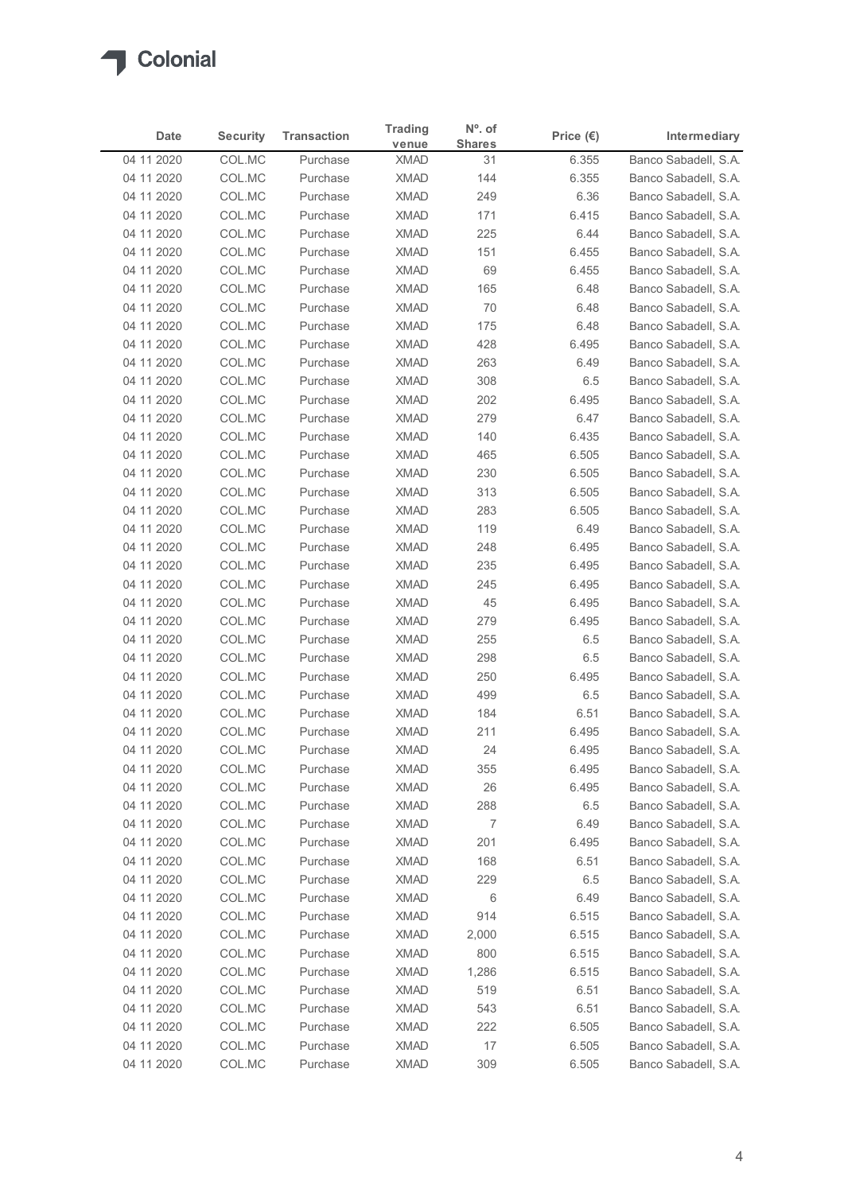Colonial

| Date | Security | Transaction | Trading venue | Nº. of Shares | Price (€) | Intermediary |
|---|---|---|---|---|---|---|
| 04 11 2020 | COL.MC | Purchase | XMAD | 31 | 6.355 | Banco Sabadell, S.A. |
| 04 11 2020 | COL.MC | Purchase | XMAD | 144 | 6.355 | Banco Sabadell, S.A. |
| 04 11 2020 | COL.MC | Purchase | XMAD | 249 | 6.36 | Banco Sabadell, S.A. |
| 04 11 2020 | COL.MC | Purchase | XMAD | 171 | 6.415 | Banco Sabadell, S.A. |
| 04 11 2020 | COL.MC | Purchase | XMAD | 225 | 6.44 | Banco Sabadell, S.A. |
| 04 11 2020 | COL.MC | Purchase | XMAD | 151 | 6.455 | Banco Sabadell, S.A. |
| 04 11 2020 | COL.MC | Purchase | XMAD | 69 | 6.455 | Banco Sabadell, S.A. |
| 04 11 2020 | COL.MC | Purchase | XMAD | 165 | 6.48 | Banco Sabadell, S.A. |
| 04 11 2020 | COL.MC | Purchase | XMAD | 70 | 6.48 | Banco Sabadell, S.A. |
| 04 11 2020 | COL.MC | Purchase | XMAD | 175 | 6.48 | Banco Sabadell, S.A. |
| 04 11 2020 | COL.MC | Purchase | XMAD | 428 | 6.495 | Banco Sabadell, S.A. |
| 04 11 2020 | COL.MC | Purchase | XMAD | 263 | 6.49 | Banco Sabadell, S.A. |
| 04 11 2020 | COL.MC | Purchase | XMAD | 308 | 6.5 | Banco Sabadell, S.A. |
| 04 11 2020 | COL.MC | Purchase | XMAD | 202 | 6.495 | Banco Sabadell, S.A. |
| 04 11 2020 | COL.MC | Purchase | XMAD | 279 | 6.47 | Banco Sabadell, S.A. |
| 04 11 2020 | COL.MC | Purchase | XMAD | 140 | 6.435 | Banco Sabadell, S.A. |
| 04 11 2020 | COL.MC | Purchase | XMAD | 465 | 6.505 | Banco Sabadell, S.A. |
| 04 11 2020 | COL.MC | Purchase | XMAD | 230 | 6.505 | Banco Sabadell, S.A. |
| 04 11 2020 | COL.MC | Purchase | XMAD | 313 | 6.505 | Banco Sabadell, S.A. |
| 04 11 2020 | COL.MC | Purchase | XMAD | 283 | 6.505 | Banco Sabadell, S.A. |
| 04 11 2020 | COL.MC | Purchase | XMAD | 119 | 6.49 | Banco Sabadell, S.A. |
| 04 11 2020 | COL.MC | Purchase | XMAD | 248 | 6.495 | Banco Sabadell, S.A. |
| 04 11 2020 | COL.MC | Purchase | XMAD | 235 | 6.495 | Banco Sabadell, S.A. |
| 04 11 2020 | COL.MC | Purchase | XMAD | 245 | 6.495 | Banco Sabadell, S.A. |
| 04 11 2020 | COL.MC | Purchase | XMAD | 45 | 6.495 | Banco Sabadell, S.A. |
| 04 11 2020 | COL.MC | Purchase | XMAD | 279 | 6.495 | Banco Sabadell, S.A. |
| 04 11 2020 | COL.MC | Purchase | XMAD | 255 | 6.5 | Banco Sabadell, S.A. |
| 04 11 2020 | COL.MC | Purchase | XMAD | 298 | 6.5 | Banco Sabadell, S.A. |
| 04 11 2020 | COL.MC | Purchase | XMAD | 250 | 6.495 | Banco Sabadell, S.A. |
| 04 11 2020 | COL.MC | Purchase | XMAD | 499 | 6.5 | Banco Sabadell, S.A. |
| 04 11 2020 | COL.MC | Purchase | XMAD | 184 | 6.51 | Banco Sabadell, S.A. |
| 04 11 2020 | COL.MC | Purchase | XMAD | 211 | 6.495 | Banco Sabadell, S.A. |
| 04 11 2020 | COL.MC | Purchase | XMAD | 24 | 6.495 | Banco Sabadell, S.A. |
| 04 11 2020 | COL.MC | Purchase | XMAD | 355 | 6.495 | Banco Sabadell, S.A. |
| 04 11 2020 | COL.MC | Purchase | XMAD | 26 | 6.495 | Banco Sabadell, S.A. |
| 04 11 2020 | COL.MC | Purchase | XMAD | 288 | 6.5 | Banco Sabadell, S.A. |
| 04 11 2020 | COL.MC | Purchase | XMAD | 7 | 6.49 | Banco Sabadell, S.A. |
| 04 11 2020 | COL.MC | Purchase | XMAD | 201 | 6.495 | Banco Sabadell, S.A. |
| 04 11 2020 | COL.MC | Purchase | XMAD | 168 | 6.51 | Banco Sabadell, S.A. |
| 04 11 2020 | COL.MC | Purchase | XMAD | 229 | 6.5 | Banco Sabadell, S.A. |
| 04 11 2020 | COL.MC | Purchase | XMAD | 6 | 6.49 | Banco Sabadell, S.A. |
| 04 11 2020 | COL.MC | Purchase | XMAD | 914 | 6.515 | Banco Sabadell, S.A. |
| 04 11 2020 | COL.MC | Purchase | XMAD | 2,000 | 6.515 | Banco Sabadell, S.A. |
| 04 11 2020 | COL.MC | Purchase | XMAD | 800 | 6.515 | Banco Sabadell, S.A. |
| 04 11 2020 | COL.MC | Purchase | XMAD | 1,286 | 6.515 | Banco Sabadell, S.A. |
| 04 11 2020 | COL.MC | Purchase | XMAD | 519 | 6.51 | Banco Sabadell, S.A. |
| 04 11 2020 | COL.MC | Purchase | XMAD | 543 | 6.51 | Banco Sabadell, S.A. |
| 04 11 2020 | COL.MC | Purchase | XMAD | 222 | 6.505 | Banco Sabadell, S.A. |
| 04 11 2020 | COL.MC | Purchase | XMAD | 17 | 6.505 | Banco Sabadell, S.A. |
| 04 11 2020 | COL.MC | Purchase | XMAD | 309 | 6.505 | Banco Sabadell, S.A. |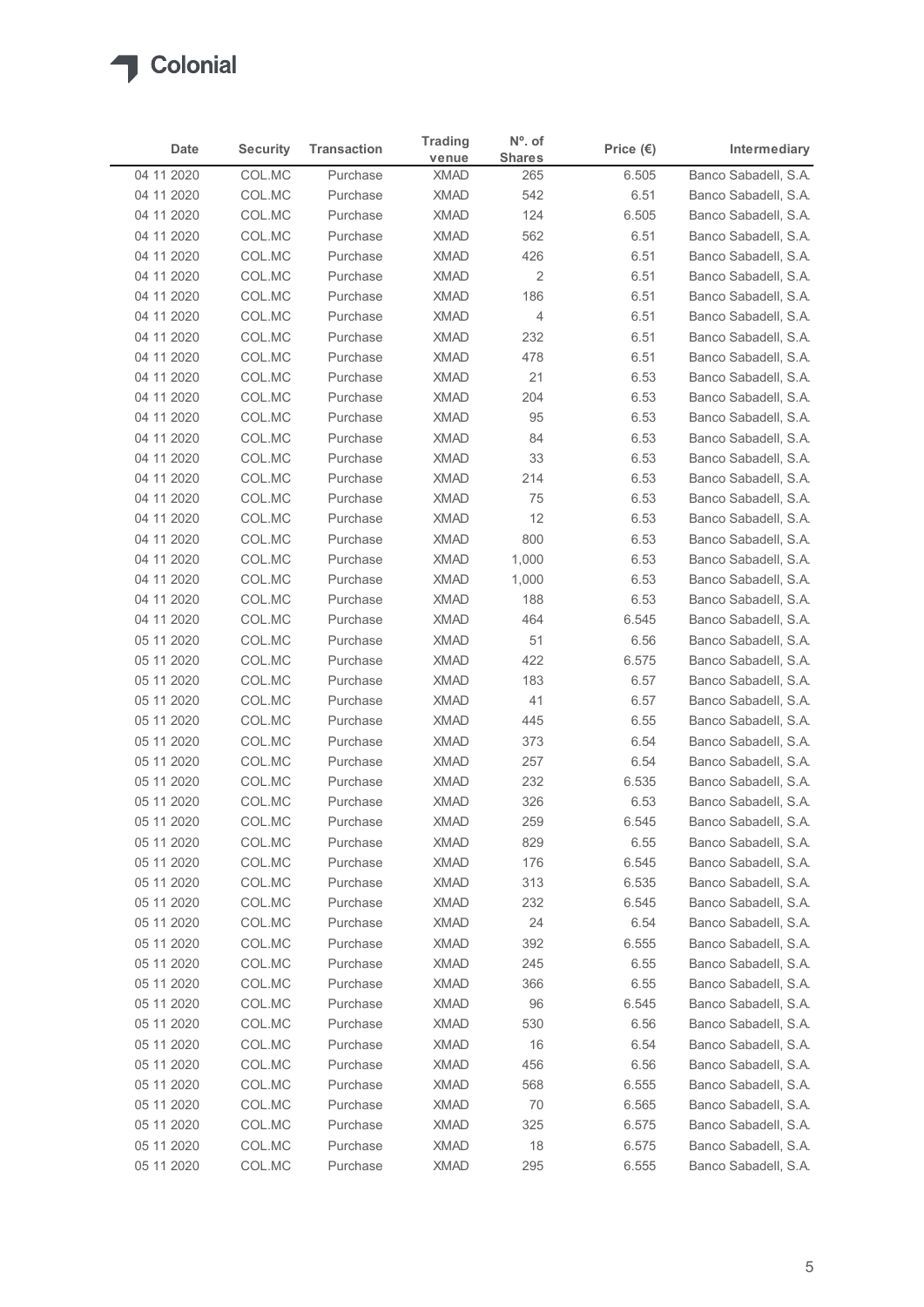# Colonial

| Date | Security | Transaction | Trading venue | Nº. of Shares | Price (€) | Intermediary |
|---|---|---|---|---|---|---|
| 04 11 2020 | COL.MC | Purchase | XMAD | 265 | 6.505 | Banco Sabadell, S.A. |
| 04 11 2020 | COL.MC | Purchase | XMAD | 542 | 6.51 | Banco Sabadell, S.A. |
| 04 11 2020 | COL.MC | Purchase | XMAD | 124 | 6.505 | Banco Sabadell, S.A. |
| 04 11 2020 | COL.MC | Purchase | XMAD | 562 | 6.51 | Banco Sabadell, S.A. |
| 04 11 2020 | COL.MC | Purchase | XMAD | 426 | 6.51 | Banco Sabadell, S.A. |
| 04 11 2020 | COL.MC | Purchase | XMAD | 2 | 6.51 | Banco Sabadell, S.A. |
| 04 11 2020 | COL.MC | Purchase | XMAD | 186 | 6.51 | Banco Sabadell, S.A. |
| 04 11 2020 | COL.MC | Purchase | XMAD | 4 | 6.51 | Banco Sabadell, S.A. |
| 04 11 2020 | COL.MC | Purchase | XMAD | 232 | 6.51 | Banco Sabadell, S.A. |
| 04 11 2020 | COL.MC | Purchase | XMAD | 478 | 6.51 | Banco Sabadell, S.A. |
| 04 11 2020 | COL.MC | Purchase | XMAD | 21 | 6.53 | Banco Sabadell, S.A. |
| 04 11 2020 | COL.MC | Purchase | XMAD | 204 | 6.53 | Banco Sabadell, S.A. |
| 04 11 2020 | COL.MC | Purchase | XMAD | 95 | 6.53 | Banco Sabadell, S.A. |
| 04 11 2020 | COL.MC | Purchase | XMAD | 84 | 6.53 | Banco Sabadell, S.A. |
| 04 11 2020 | COL.MC | Purchase | XMAD | 33 | 6.53 | Banco Sabadell, S.A. |
| 04 11 2020 | COL.MC | Purchase | XMAD | 214 | 6.53 | Banco Sabadell, S.A. |
| 04 11 2020 | COL.MC | Purchase | XMAD | 75 | 6.53 | Banco Sabadell, S.A. |
| 04 11 2020 | COL.MC | Purchase | XMAD | 12 | 6.53 | Banco Sabadell, S.A. |
| 04 11 2020 | COL.MC | Purchase | XMAD | 800 | 6.53 | Banco Sabadell, S.A. |
| 04 11 2020 | COL.MC | Purchase | XMAD | 1,000 | 6.53 | Banco Sabadell, S.A. |
| 04 11 2020 | COL.MC | Purchase | XMAD | 1,000 | 6.53 | Banco Sabadell, S.A. |
| 04 11 2020 | COL.MC | Purchase | XMAD | 188 | 6.53 | Banco Sabadell, S.A. |
| 04 11 2020 | COL.MC | Purchase | XMAD | 464 | 6.545 | Banco Sabadell, S.A. |
| 05 11 2020 | COL.MC | Purchase | XMAD | 51 | 6.56 | Banco Sabadell, S.A. |
| 05 11 2020 | COL.MC | Purchase | XMAD | 422 | 6.575 | Banco Sabadell, S.A. |
| 05 11 2020 | COL.MC | Purchase | XMAD | 183 | 6.57 | Banco Sabadell, S.A. |
| 05 11 2020 | COL.MC | Purchase | XMAD | 41 | 6.57 | Banco Sabadell, S.A. |
| 05 11 2020 | COL.MC | Purchase | XMAD | 445 | 6.55 | Banco Sabadell, S.A. |
| 05 11 2020 | COL.MC | Purchase | XMAD | 373 | 6.54 | Banco Sabadell, S.A. |
| 05 11 2020 | COL.MC | Purchase | XMAD | 257 | 6.54 | Banco Sabadell, S.A. |
| 05 11 2020 | COL.MC | Purchase | XMAD | 232 | 6.535 | Banco Sabadell, S.A. |
| 05 11 2020 | COL.MC | Purchase | XMAD | 326 | 6.53 | Banco Sabadell, S.A. |
| 05 11 2020 | COL.MC | Purchase | XMAD | 259 | 6.545 | Banco Sabadell, S.A. |
| 05 11 2020 | COL.MC | Purchase | XMAD | 829 | 6.55 | Banco Sabadell, S.A. |
| 05 11 2020 | COL.MC | Purchase | XMAD | 176 | 6.545 | Banco Sabadell, S.A. |
| 05 11 2020 | COL.MC | Purchase | XMAD | 313 | 6.535 | Banco Sabadell, S.A. |
| 05 11 2020 | COL.MC | Purchase | XMAD | 232 | 6.545 | Banco Sabadell, S.A. |
| 05 11 2020 | COL.MC | Purchase | XMAD | 24 | 6.54 | Banco Sabadell, S.A. |
| 05 11 2020 | COL.MC | Purchase | XMAD | 392 | 6.555 | Banco Sabadell, S.A. |
| 05 11 2020 | COL.MC | Purchase | XMAD | 245 | 6.55 | Banco Sabadell, S.A. |
| 05 11 2020 | COL.MC | Purchase | XMAD | 366 | 6.55 | Banco Sabadell, S.A. |
| 05 11 2020 | COL.MC | Purchase | XMAD | 96 | 6.545 | Banco Sabadell, S.A. |
| 05 11 2020 | COL.MC | Purchase | XMAD | 530 | 6.56 | Banco Sabadell, S.A. |
| 05 11 2020 | COL.MC | Purchase | XMAD | 16 | 6.54 | Banco Sabadell, S.A. |
| 05 11 2020 | COL.MC | Purchase | XMAD | 456 | 6.56 | Banco Sabadell, S.A. |
| 05 11 2020 | COL.MC | Purchase | XMAD | 568 | 6.555 | Banco Sabadell, S.A. |
| 05 11 2020 | COL.MC | Purchase | XMAD | 70 | 6.565 | Banco Sabadell, S.A. |
| 05 11 2020 | COL.MC | Purchase | XMAD | 325 | 6.575 | Banco Sabadell, S.A. |
| 05 11 2020 | COL.MC | Purchase | XMAD | 18 | 6.575 | Banco Sabadell, S.A. |
| 05 11 2020 | COL.MC | Purchase | XMAD | 295 | 6.555 | Banco Sabadell, S.A. |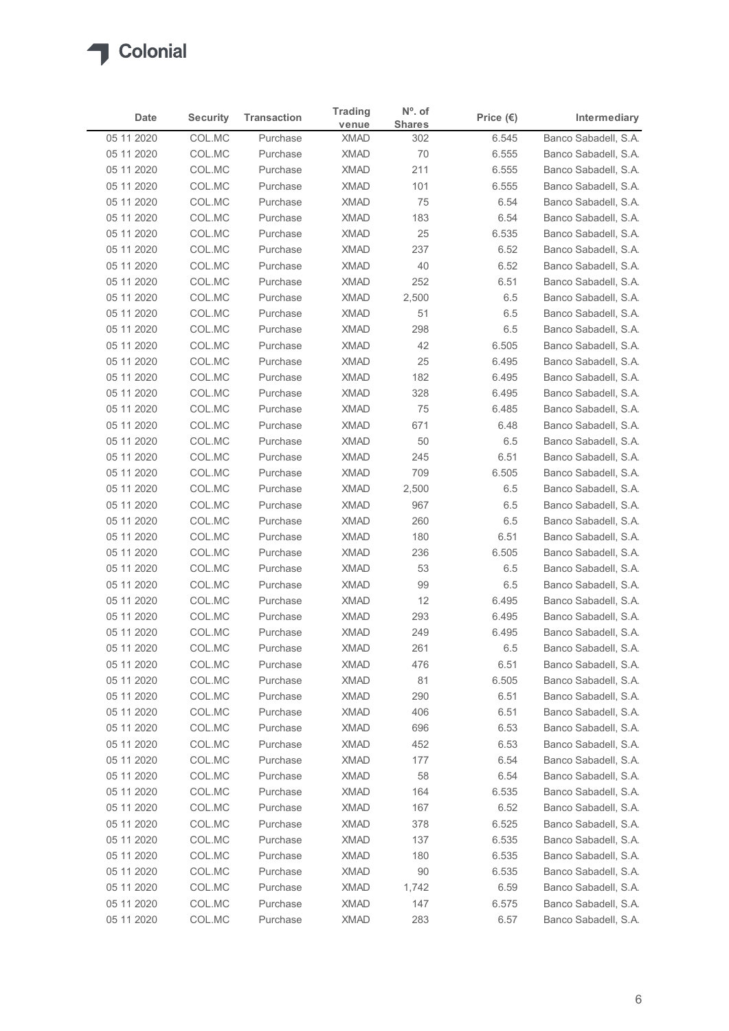Colonial

| Date | Security | Transaction | Trading venue | Nº. of Shares | Price (€) | Intermediary |
|---|---|---|---|---|---|---|
| 05 11 2020 | COL.MC | Purchase | XMAD | 302 | 6.545 | Banco Sabadell, S.A. |
| 05 11 2020 | COL.MC | Purchase | XMAD | 70 | 6.555 | Banco Sabadell, S.A. |
| 05 11 2020 | COL.MC | Purchase | XMAD | 211 | 6.555 | Banco Sabadell, S.A. |
| 05 11 2020 | COL.MC | Purchase | XMAD | 101 | 6.555 | Banco Sabadell, S.A. |
| 05 11 2020 | COL.MC | Purchase | XMAD | 75 | 6.54 | Banco Sabadell, S.A. |
| 05 11 2020 | COL.MC | Purchase | XMAD | 183 | 6.54 | Banco Sabadell, S.A. |
| 05 11 2020 | COL.MC | Purchase | XMAD | 25 | 6.535 | Banco Sabadell, S.A. |
| 05 11 2020 | COL.MC | Purchase | XMAD | 237 | 6.52 | Banco Sabadell, S.A. |
| 05 11 2020 | COL.MC | Purchase | XMAD | 40 | 6.52 | Banco Sabadell, S.A. |
| 05 11 2020 | COL.MC | Purchase | XMAD | 252 | 6.51 | Banco Sabadell, S.A. |
| 05 11 2020 | COL.MC | Purchase | XMAD | 2,500 | 6.5 | Banco Sabadell, S.A. |
| 05 11 2020 | COL.MC | Purchase | XMAD | 51 | 6.5 | Banco Sabadell, S.A. |
| 05 11 2020 | COL.MC | Purchase | XMAD | 298 | 6.5 | Banco Sabadell, S.A. |
| 05 11 2020 | COL.MC | Purchase | XMAD | 42 | 6.505 | Banco Sabadell, S.A. |
| 05 11 2020 | COL.MC | Purchase | XMAD | 25 | 6.495 | Banco Sabadell, S.A. |
| 05 11 2020 | COL.MC | Purchase | XMAD | 182 | 6.495 | Banco Sabadell, S.A. |
| 05 11 2020 | COL.MC | Purchase | XMAD | 328 | 6.495 | Banco Sabadell, S.A. |
| 05 11 2020 | COL.MC | Purchase | XMAD | 75 | 6.485 | Banco Sabadell, S.A. |
| 05 11 2020 | COL.MC | Purchase | XMAD | 671 | 6.48 | Banco Sabadell, S.A. |
| 05 11 2020 | COL.MC | Purchase | XMAD | 50 | 6.5 | Banco Sabadell, S.A. |
| 05 11 2020 | COL.MC | Purchase | XMAD | 245 | 6.51 | Banco Sabadell, S.A. |
| 05 11 2020 | COL.MC | Purchase | XMAD | 709 | 6.505 | Banco Sabadell, S.A. |
| 05 11 2020 | COL.MC | Purchase | XMAD | 2,500 | 6.5 | Banco Sabadell, S.A. |
| 05 11 2020 | COL.MC | Purchase | XMAD | 967 | 6.5 | Banco Sabadell, S.A. |
| 05 11 2020 | COL.MC | Purchase | XMAD | 260 | 6.5 | Banco Sabadell, S.A. |
| 05 11 2020 | COL.MC | Purchase | XMAD | 180 | 6.51 | Banco Sabadell, S.A. |
| 05 11 2020 | COL.MC | Purchase | XMAD | 236 | 6.505 | Banco Sabadell, S.A. |
| 05 11 2020 | COL.MC | Purchase | XMAD | 53 | 6.5 | Banco Sabadell, S.A. |
| 05 11 2020 | COL.MC | Purchase | XMAD | 99 | 6.5 | Banco Sabadell, S.A. |
| 05 11 2020 | COL.MC | Purchase | XMAD | 12 | 6.495 | Banco Sabadell, S.A. |
| 05 11 2020 | COL.MC | Purchase | XMAD | 293 | 6.495 | Banco Sabadell, S.A. |
| 05 11 2020 | COL.MC | Purchase | XMAD | 249 | 6.495 | Banco Sabadell, S.A. |
| 05 11 2020 | COL.MC | Purchase | XMAD | 261 | 6.5 | Banco Sabadell, S.A. |
| 05 11 2020 | COL.MC | Purchase | XMAD | 476 | 6.51 | Banco Sabadell, S.A. |
| 05 11 2020 | COL.MC | Purchase | XMAD | 81 | 6.505 | Banco Sabadell, S.A. |
| 05 11 2020 | COL.MC | Purchase | XMAD | 290 | 6.51 | Banco Sabadell, S.A. |
| 05 11 2020 | COL.MC | Purchase | XMAD | 406 | 6.51 | Banco Sabadell, S.A. |
| 05 11 2020 | COL.MC | Purchase | XMAD | 696 | 6.53 | Banco Sabadell, S.A. |
| 05 11 2020 | COL.MC | Purchase | XMAD | 452 | 6.53 | Banco Sabadell, S.A. |
| 05 11 2020 | COL.MC | Purchase | XMAD | 177 | 6.54 | Banco Sabadell, S.A. |
| 05 11 2020 | COL.MC | Purchase | XMAD | 58 | 6.54 | Banco Sabadell, S.A. |
| 05 11 2020 | COL.MC | Purchase | XMAD | 164 | 6.535 | Banco Sabadell, S.A. |
| 05 11 2020 | COL.MC | Purchase | XMAD | 167 | 6.52 | Banco Sabadell, S.A. |
| 05 11 2020 | COL.MC | Purchase | XMAD | 378 | 6.525 | Banco Sabadell, S.A. |
| 05 11 2020 | COL.MC | Purchase | XMAD | 137 | 6.535 | Banco Sabadell, S.A. |
| 05 11 2020 | COL.MC | Purchase | XMAD | 180 | 6.535 | Banco Sabadell, S.A. |
| 05 11 2020 | COL.MC | Purchase | XMAD | 90 | 6.535 | Banco Sabadell, S.A. |
| 05 11 2020 | COL.MC | Purchase | XMAD | 1,742 | 6.59 | Banco Sabadell, S.A. |
| 05 11 2020 | COL.MC | Purchase | XMAD | 147 | 6.575 | Banco Sabadell, S.A. |
| 05 11 2020 | COL.MC | Purchase | XMAD | 283 | 6.57 | Banco Sabadell, S.A. |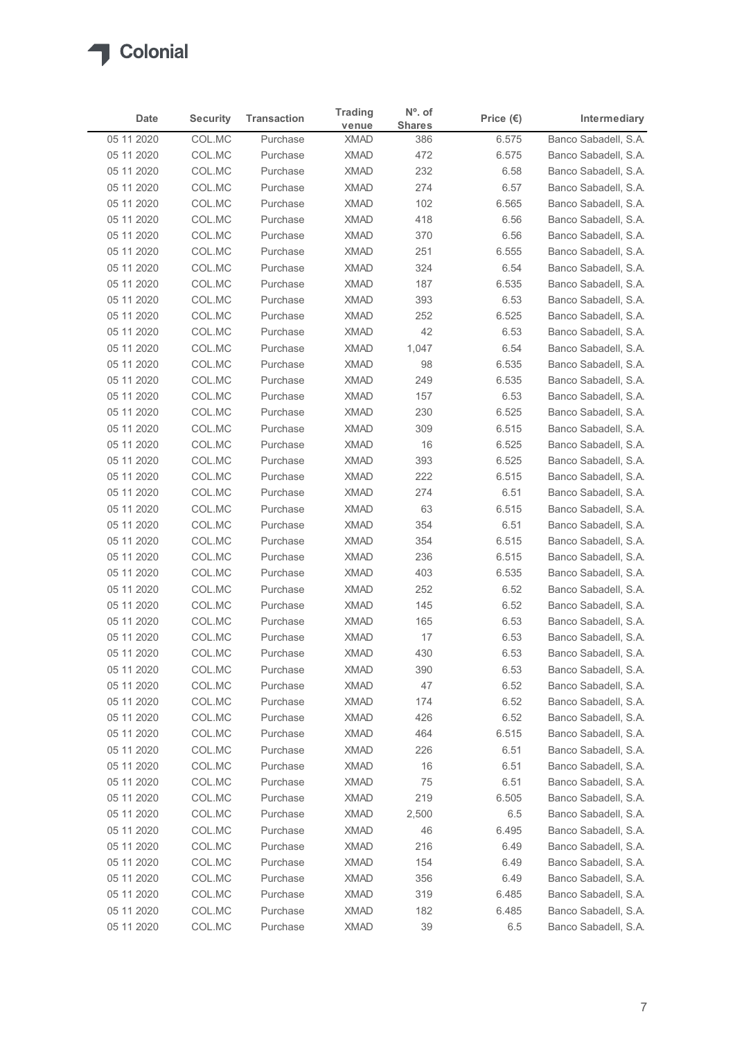| Date | Security | Transaction | Trading venue | Nº. of Shares | Price (€) | Intermediary |
|---|---|---|---|---|---|---|
| 05 11 2020 | COL.MC | Purchase | XMAD | 386 | 6.575 | Banco Sabadell, S.A. |
| 05 11 2020 | COL.MC | Purchase | XMAD | 472 | 6.575 | Banco Sabadell, S.A. |
| 05 11 2020 | COL.MC | Purchase | XMAD | 232 | 6.58 | Banco Sabadell, S.A. |
| 05 11 2020 | COL.MC | Purchase | XMAD | 274 | 6.57 | Banco Sabadell, S.A. |
| 05 11 2020 | COL.MC | Purchase | XMAD | 102 | 6.565 | Banco Sabadell, S.A. |
| 05 11 2020 | COL.MC | Purchase | XMAD | 418 | 6.56 | Banco Sabadell, S.A. |
| 05 11 2020 | COL.MC | Purchase | XMAD | 370 | 6.56 | Banco Sabadell, S.A. |
| 05 11 2020 | COL.MC | Purchase | XMAD | 251 | 6.555 | Banco Sabadell, S.A. |
| 05 11 2020 | COL.MC | Purchase | XMAD | 324 | 6.54 | Banco Sabadell, S.A. |
| 05 11 2020 | COL.MC | Purchase | XMAD | 187 | 6.535 | Banco Sabadell, S.A. |
| 05 11 2020 | COL.MC | Purchase | XMAD | 393 | 6.53 | Banco Sabadell, S.A. |
| 05 11 2020 | COL.MC | Purchase | XMAD | 252 | 6.525 | Banco Sabadell, S.A. |
| 05 11 2020 | COL.MC | Purchase | XMAD | 42 | 6.53 | Banco Sabadell, S.A. |
| 05 11 2020 | COL.MC | Purchase | XMAD | 1,047 | 6.54 | Banco Sabadell, S.A. |
| 05 11 2020 | COL.MC | Purchase | XMAD | 98 | 6.535 | Banco Sabadell, S.A. |
| 05 11 2020 | COL.MC | Purchase | XMAD | 249 | 6.535 | Banco Sabadell, S.A. |
| 05 11 2020 | COL.MC | Purchase | XMAD | 157 | 6.53 | Banco Sabadell, S.A. |
| 05 11 2020 | COL.MC | Purchase | XMAD | 230 | 6.525 | Banco Sabadell, S.A. |
| 05 11 2020 | COL.MC | Purchase | XMAD | 309 | 6.515 | Banco Sabadell, S.A. |
| 05 11 2020 | COL.MC | Purchase | XMAD | 16 | 6.525 | Banco Sabadell, S.A. |
| 05 11 2020 | COL.MC | Purchase | XMAD | 393 | 6.525 | Banco Sabadell, S.A. |
| 05 11 2020 | COL.MC | Purchase | XMAD | 222 | 6.515 | Banco Sabadell, S.A. |
| 05 11 2020 | COL.MC | Purchase | XMAD | 274 | 6.51 | Banco Sabadell, S.A. |
| 05 11 2020 | COL.MC | Purchase | XMAD | 63 | 6.515 | Banco Sabadell, S.A. |
| 05 11 2020 | COL.MC | Purchase | XMAD | 354 | 6.51 | Banco Sabadell, S.A. |
| 05 11 2020 | COL.MC | Purchase | XMAD | 354 | 6.515 | Banco Sabadell, S.A. |
| 05 11 2020 | COL.MC | Purchase | XMAD | 236 | 6.515 | Banco Sabadell, S.A. |
| 05 11 2020 | COL.MC | Purchase | XMAD | 403 | 6.535 | Banco Sabadell, S.A. |
| 05 11 2020 | COL.MC | Purchase | XMAD | 252 | 6.52 | Banco Sabadell, S.A. |
| 05 11 2020 | COL.MC | Purchase | XMAD | 145 | 6.52 | Banco Sabadell, S.A. |
| 05 11 2020 | COL.MC | Purchase | XMAD | 165 | 6.53 | Banco Sabadell, S.A. |
| 05 11 2020 | COL.MC | Purchase | XMAD | 17 | 6.53 | Banco Sabadell, S.A. |
| 05 11 2020 | COL.MC | Purchase | XMAD | 430 | 6.53 | Banco Sabadell, S.A. |
| 05 11 2020 | COL.MC | Purchase | XMAD | 390 | 6.53 | Banco Sabadell, S.A. |
| 05 11 2020 | COL.MC | Purchase | XMAD | 47 | 6.52 | Banco Sabadell, S.A. |
| 05 11 2020 | COL.MC | Purchase | XMAD | 174 | 6.52 | Banco Sabadell, S.A. |
| 05 11 2020 | COL.MC | Purchase | XMAD | 426 | 6.52 | Banco Sabadell, S.A. |
| 05 11 2020 | COL.MC | Purchase | XMAD | 464 | 6.515 | Banco Sabadell, S.A. |
| 05 11 2020 | COL.MC | Purchase | XMAD | 226 | 6.51 | Banco Sabadell, S.A. |
| 05 11 2020 | COL.MC | Purchase | XMAD | 16 | 6.51 | Banco Sabadell, S.A. |
| 05 11 2020 | COL.MC | Purchase | XMAD | 75 | 6.51 | Banco Sabadell, S.A. |
| 05 11 2020 | COL.MC | Purchase | XMAD | 219 | 6.505 | Banco Sabadell, S.A. |
| 05 11 2020 | COL.MC | Purchase | XMAD | 2,500 | 6.5 | Banco Sabadell, S.A. |
| 05 11 2020 | COL.MC | Purchase | XMAD | 46 | 6.495 | Banco Sabadell, S.A. |
| 05 11 2020 | COL.MC | Purchase | XMAD | 216 | 6.49 | Banco Sabadell, S.A. |
| 05 11 2020 | COL.MC | Purchase | XMAD | 154 | 6.49 | Banco Sabadell, S.A. |
| 05 11 2020 | COL.MC | Purchase | XMAD | 356 | 6.49 | Banco Sabadell, S.A. |
| 05 11 2020 | COL.MC | Purchase | XMAD | 319 | 6.485 | Banco Sabadell, S.A. |
| 05 11 2020 | COL.MC | Purchase | XMAD | 182 | 6.485 | Banco Sabadell, S.A. |
| 05 11 2020 | COL.MC | Purchase | XMAD | 39 | 6.5 | Banco Sabadell, S.A. |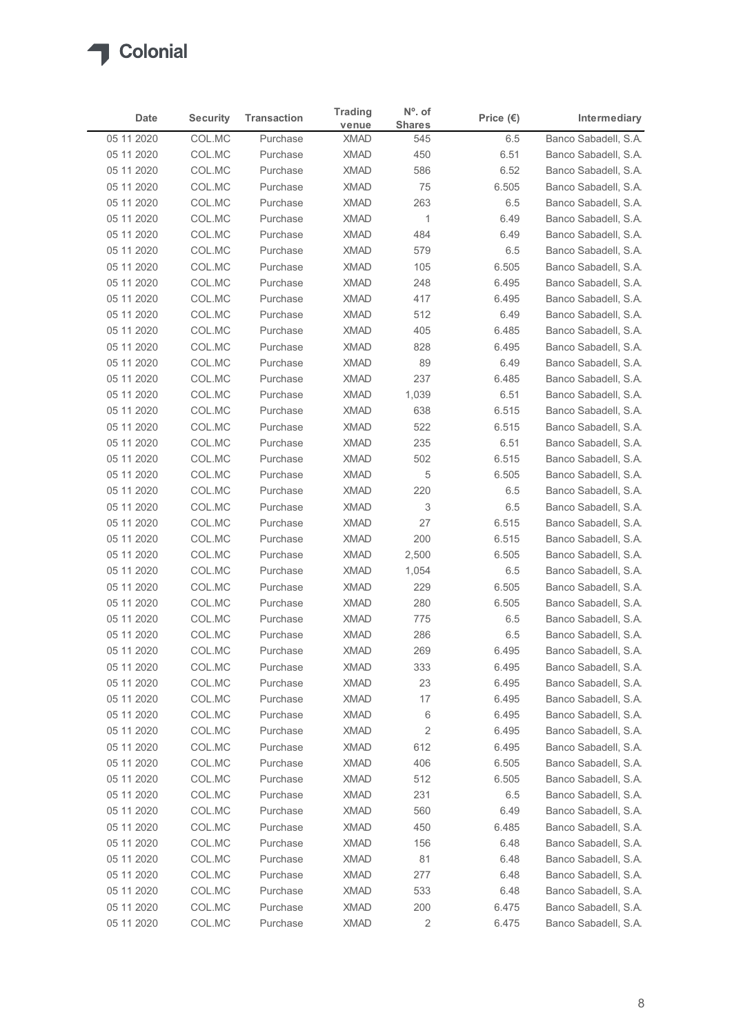| Date | Security | Transaction | Trading venue | Nº. of Shares | Price (€) | Intermediary |
|---|---|---|---|---|---|---|
| 05 11 2020 | COL.MC | Purchase | XMAD | 545 | 6.5 | Banco Sabadell, S.A. |
| 05 11 2020 | COL.MC | Purchase | XMAD | 450 | 6.51 | Banco Sabadell, S.A. |
| 05 11 2020 | COL.MC | Purchase | XMAD | 586 | 6.52 | Banco Sabadell, S.A. |
| 05 11 2020 | COL.MC | Purchase | XMAD | 75 | 6.505 | Banco Sabadell, S.A. |
| 05 11 2020 | COL.MC | Purchase | XMAD | 263 | 6.5 | Banco Sabadell, S.A. |
| 05 11 2020 | COL.MC | Purchase | XMAD | 1 | 6.49 | Banco Sabadell, S.A. |
| 05 11 2020 | COL.MC | Purchase | XMAD | 484 | 6.49 | Banco Sabadell, S.A. |
| 05 11 2020 | COL.MC | Purchase | XMAD | 579 | 6.5 | Banco Sabadell, S.A. |
| 05 11 2020 | COL.MC | Purchase | XMAD | 105 | 6.505 | Banco Sabadell, S.A. |
| 05 11 2020 | COL.MC | Purchase | XMAD | 248 | 6.495 | Banco Sabadell, S.A. |
| 05 11 2020 | COL.MC | Purchase | XMAD | 417 | 6.495 | Banco Sabadell, S.A. |
| 05 11 2020 | COL.MC | Purchase | XMAD | 512 | 6.49 | Banco Sabadell, S.A. |
| 05 11 2020 | COL.MC | Purchase | XMAD | 405 | 6.485 | Banco Sabadell, S.A. |
| 05 11 2020 | COL.MC | Purchase | XMAD | 828 | 6.495 | Banco Sabadell, S.A. |
| 05 11 2020 | COL.MC | Purchase | XMAD | 89 | 6.49 | Banco Sabadell, S.A. |
| 05 11 2020 | COL.MC | Purchase | XMAD | 237 | 6.485 | Banco Sabadell, S.A. |
| 05 11 2020 | COL.MC | Purchase | XMAD | 1,039 | 6.51 | Banco Sabadell, S.A. |
| 05 11 2020 | COL.MC | Purchase | XMAD | 638 | 6.515 | Banco Sabadell, S.A. |
| 05 11 2020 | COL.MC | Purchase | XMAD | 522 | 6.515 | Banco Sabadell, S.A. |
| 05 11 2020 | COL.MC | Purchase | XMAD | 235 | 6.51 | Banco Sabadell, S.A. |
| 05 11 2020 | COL.MC | Purchase | XMAD | 502 | 6.515 | Banco Sabadell, S.A. |
| 05 11 2020 | COL.MC | Purchase | XMAD | 5 | 6.505 | Banco Sabadell, S.A. |
| 05 11 2020 | COL.MC | Purchase | XMAD | 220 | 6.5 | Banco Sabadell, S.A. |
| 05 11 2020 | COL.MC | Purchase | XMAD | 3 | 6.5 | Banco Sabadell, S.A. |
| 05 11 2020 | COL.MC | Purchase | XMAD | 27 | 6.515 | Banco Sabadell, S.A. |
| 05 11 2020 | COL.MC | Purchase | XMAD | 200 | 6.515 | Banco Sabadell, S.A. |
| 05 11 2020 | COL.MC | Purchase | XMAD | 2,500 | 6.505 | Banco Sabadell, S.A. |
| 05 11 2020 | COL.MC | Purchase | XMAD | 1,054 | 6.5 | Banco Sabadell, S.A. |
| 05 11 2020 | COL.MC | Purchase | XMAD | 229 | 6.505 | Banco Sabadell, S.A. |
| 05 11 2020 | COL.MC | Purchase | XMAD | 280 | 6.505 | Banco Sabadell, S.A. |
| 05 11 2020 | COL.MC | Purchase | XMAD | 775 | 6.5 | Banco Sabadell, S.A. |
| 05 11 2020 | COL.MC | Purchase | XMAD | 286 | 6.5 | Banco Sabadell, S.A. |
| 05 11 2020 | COL.MC | Purchase | XMAD | 269 | 6.495 | Banco Sabadell, S.A. |
| 05 11 2020 | COL.MC | Purchase | XMAD | 333 | 6.495 | Banco Sabadell, S.A. |
| 05 11 2020 | COL.MC | Purchase | XMAD | 23 | 6.495 | Banco Sabadell, S.A. |
| 05 11 2020 | COL.MC | Purchase | XMAD | 17 | 6.495 | Banco Sabadell, S.A. |
| 05 11 2020 | COL.MC | Purchase | XMAD | 6 | 6.495 | Banco Sabadell, S.A. |
| 05 11 2020 | COL.MC | Purchase | XMAD | 2 | 6.495 | Banco Sabadell, S.A. |
| 05 11 2020 | COL.MC | Purchase | XMAD | 612 | 6.495 | Banco Sabadell, S.A. |
| 05 11 2020 | COL.MC | Purchase | XMAD | 406 | 6.505 | Banco Sabadell, S.A. |
| 05 11 2020 | COL.MC | Purchase | XMAD | 512 | 6.505 | Banco Sabadell, S.A. |
| 05 11 2020 | COL.MC | Purchase | XMAD | 231 | 6.5 | Banco Sabadell, S.A. |
| 05 11 2020 | COL.MC | Purchase | XMAD | 560 | 6.49 | Banco Sabadell, S.A. |
| 05 11 2020 | COL.MC | Purchase | XMAD | 450 | 6.485 | Banco Sabadell, S.A. |
| 05 11 2020 | COL.MC | Purchase | XMAD | 156 | 6.48 | Banco Sabadell, S.A. |
| 05 11 2020 | COL.MC | Purchase | XMAD | 81 | 6.48 | Banco Sabadell, S.A. |
| 05 11 2020 | COL.MC | Purchase | XMAD | 277 | 6.48 | Banco Sabadell, S.A. |
| 05 11 2020 | COL.MC | Purchase | XMAD | 533 | 6.48 | Banco Sabadell, S.A. |
| 05 11 2020 | COL.MC | Purchase | XMAD | 200 | 6.475 | Banco Sabadell, S.A. |
| 05 11 2020 | COL.MC | Purchase | XMAD | 2 | 6.475 | Banco Sabadell, S.A. |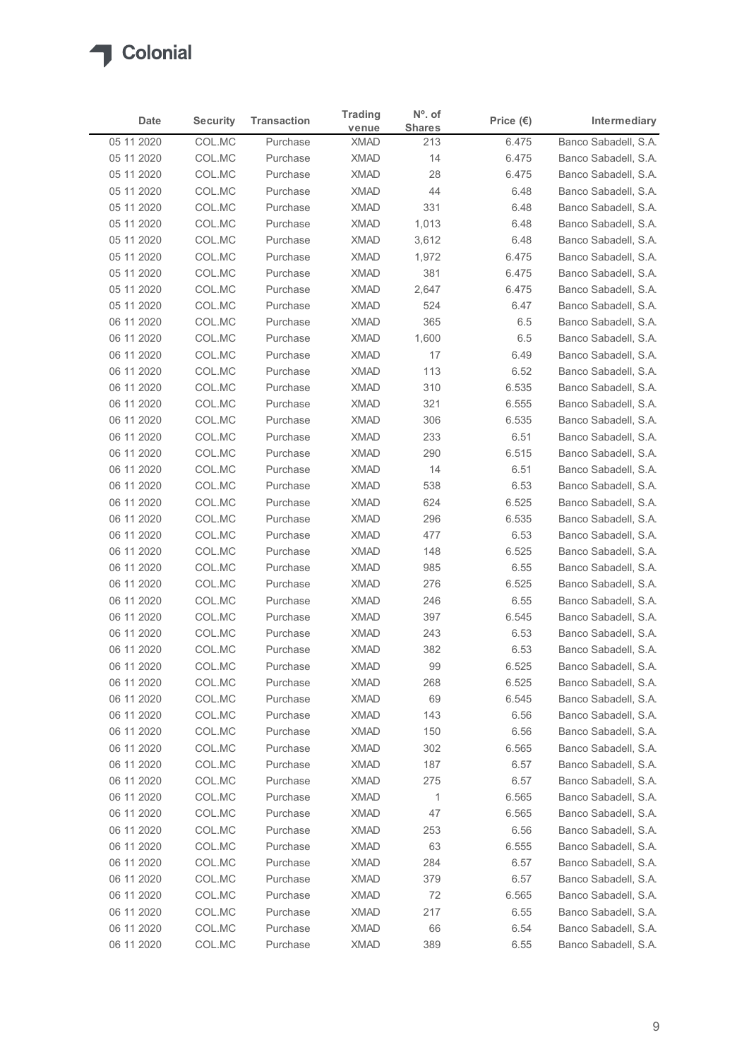# Colonial

| Date | Security | Transaction | Trading venue | Nº. of Shares | Price (€) | Intermediary |
|---|---|---|---|---|---|---|
| 05 11 2020 | COL.MC | Purchase | XMAD | 213 | 6.475 | Banco Sabadell, S.A. |
| 05 11 2020 | COL.MC | Purchase | XMAD | 14 | 6.475 | Banco Sabadell, S.A. |
| 05 11 2020 | COL.MC | Purchase | XMAD | 28 | 6.475 | Banco Sabadell, S.A. |
| 05 11 2020 | COL.MC | Purchase | XMAD | 44 | 6.48 | Banco Sabadell, S.A. |
| 05 11 2020 | COL.MC | Purchase | XMAD | 331 | 6.48 | Banco Sabadell, S.A. |
| 05 11 2020 | COL.MC | Purchase | XMAD | 1,013 | 6.48 | Banco Sabadell, S.A. |
| 05 11 2020 | COL.MC | Purchase | XMAD | 3,612 | 6.48 | Banco Sabadell, S.A. |
| 05 11 2020 | COL.MC | Purchase | XMAD | 1,972 | 6.475 | Banco Sabadell, S.A. |
| 05 11 2020 | COL.MC | Purchase | XMAD | 381 | 6.475 | Banco Sabadell, S.A. |
| 05 11 2020 | COL.MC | Purchase | XMAD | 2,647 | 6.475 | Banco Sabadell, S.A. |
| 05 11 2020 | COL.MC | Purchase | XMAD | 524 | 6.47 | Banco Sabadell, S.A. |
| 06 11 2020 | COL.MC | Purchase | XMAD | 365 | 6.5 | Banco Sabadell, S.A. |
| 06 11 2020 | COL.MC | Purchase | XMAD | 1,600 | 6.5 | Banco Sabadell, S.A. |
| 06 11 2020 | COL.MC | Purchase | XMAD | 17 | 6.49 | Banco Sabadell, S.A. |
| 06 11 2020 | COL.MC | Purchase | XMAD | 113 | 6.52 | Banco Sabadell, S.A. |
| 06 11 2020 | COL.MC | Purchase | XMAD | 310 | 6.535 | Banco Sabadell, S.A. |
| 06 11 2020 | COL.MC | Purchase | XMAD | 321 | 6.555 | Banco Sabadell, S.A. |
| 06 11 2020 | COL.MC | Purchase | XMAD | 306 | 6.535 | Banco Sabadell, S.A. |
| 06 11 2020 | COL.MC | Purchase | XMAD | 233 | 6.51 | Banco Sabadell, S.A. |
| 06 11 2020 | COL.MC | Purchase | XMAD | 290 | 6.515 | Banco Sabadell, S.A. |
| 06 11 2020 | COL.MC | Purchase | XMAD | 14 | 6.51 | Banco Sabadell, S.A. |
| 06 11 2020 | COL.MC | Purchase | XMAD | 538 | 6.53 | Banco Sabadell, S.A. |
| 06 11 2020 | COL.MC | Purchase | XMAD | 624 | 6.525 | Banco Sabadell, S.A. |
| 06 11 2020 | COL.MC | Purchase | XMAD | 296 | 6.535 | Banco Sabadell, S.A. |
| 06 11 2020 | COL.MC | Purchase | XMAD | 477 | 6.53 | Banco Sabadell, S.A. |
| 06 11 2020 | COL.MC | Purchase | XMAD | 148 | 6.525 | Banco Sabadell, S.A. |
| 06 11 2020 | COL.MC | Purchase | XMAD | 985 | 6.55 | Banco Sabadell, S.A. |
| 06 11 2020 | COL.MC | Purchase | XMAD | 276 | 6.525 | Banco Sabadell, S.A. |
| 06 11 2020 | COL.MC | Purchase | XMAD | 246 | 6.55 | Banco Sabadell, S.A. |
| 06 11 2020 | COL.MC | Purchase | XMAD | 397 | 6.545 | Banco Sabadell, S.A. |
| 06 11 2020 | COL.MC | Purchase | XMAD | 243 | 6.53 | Banco Sabadell, S.A. |
| 06 11 2020 | COL.MC | Purchase | XMAD | 382 | 6.53 | Banco Sabadell, S.A. |
| 06 11 2020 | COL.MC | Purchase | XMAD | 99 | 6.525 | Banco Sabadell, S.A. |
| 06 11 2020 | COL.MC | Purchase | XMAD | 268 | 6.525 | Banco Sabadell, S.A. |
| 06 11 2020 | COL.MC | Purchase | XMAD | 69 | 6.545 | Banco Sabadell, S.A. |
| 06 11 2020 | COL.MC | Purchase | XMAD | 143 | 6.56 | Banco Sabadell, S.A. |
| 06 11 2020 | COL.MC | Purchase | XMAD | 150 | 6.56 | Banco Sabadell, S.A. |
| 06 11 2020 | COL.MC | Purchase | XMAD | 302 | 6.565 | Banco Sabadell, S.A. |
| 06 11 2020 | COL.MC | Purchase | XMAD | 187 | 6.57 | Banco Sabadell, S.A. |
| 06 11 2020 | COL.MC | Purchase | XMAD | 275 | 6.57 | Banco Sabadell, S.A. |
| 06 11 2020 | COL.MC | Purchase | XMAD | 1 | 6.565 | Banco Sabadell, S.A. |
| 06 11 2020 | COL.MC | Purchase | XMAD | 47 | 6.565 | Banco Sabadell, S.A. |
| 06 11 2020 | COL.MC | Purchase | XMAD | 253 | 6.56 | Banco Sabadell, S.A. |
| 06 11 2020 | COL.MC | Purchase | XMAD | 63 | 6.555 | Banco Sabadell, S.A. |
| 06 11 2020 | COL.MC | Purchase | XMAD | 284 | 6.57 | Banco Sabadell, S.A. |
| 06 11 2020 | COL.MC | Purchase | XMAD | 379 | 6.57 | Banco Sabadell, S.A. |
| 06 11 2020 | COL.MC | Purchase | XMAD | 72 | 6.565 | Banco Sabadell, S.A. |
| 06 11 2020 | COL.MC | Purchase | XMAD | 217 | 6.55 | Banco Sabadell, S.A. |
| 06 11 2020 | COL.MC | Purchase | XMAD | 66 | 6.54 | Banco Sabadell, S.A. |
| 06 11 2020 | COL.MC | Purchase | XMAD | 389 | 6.55 | Banco Sabadell, S.A. |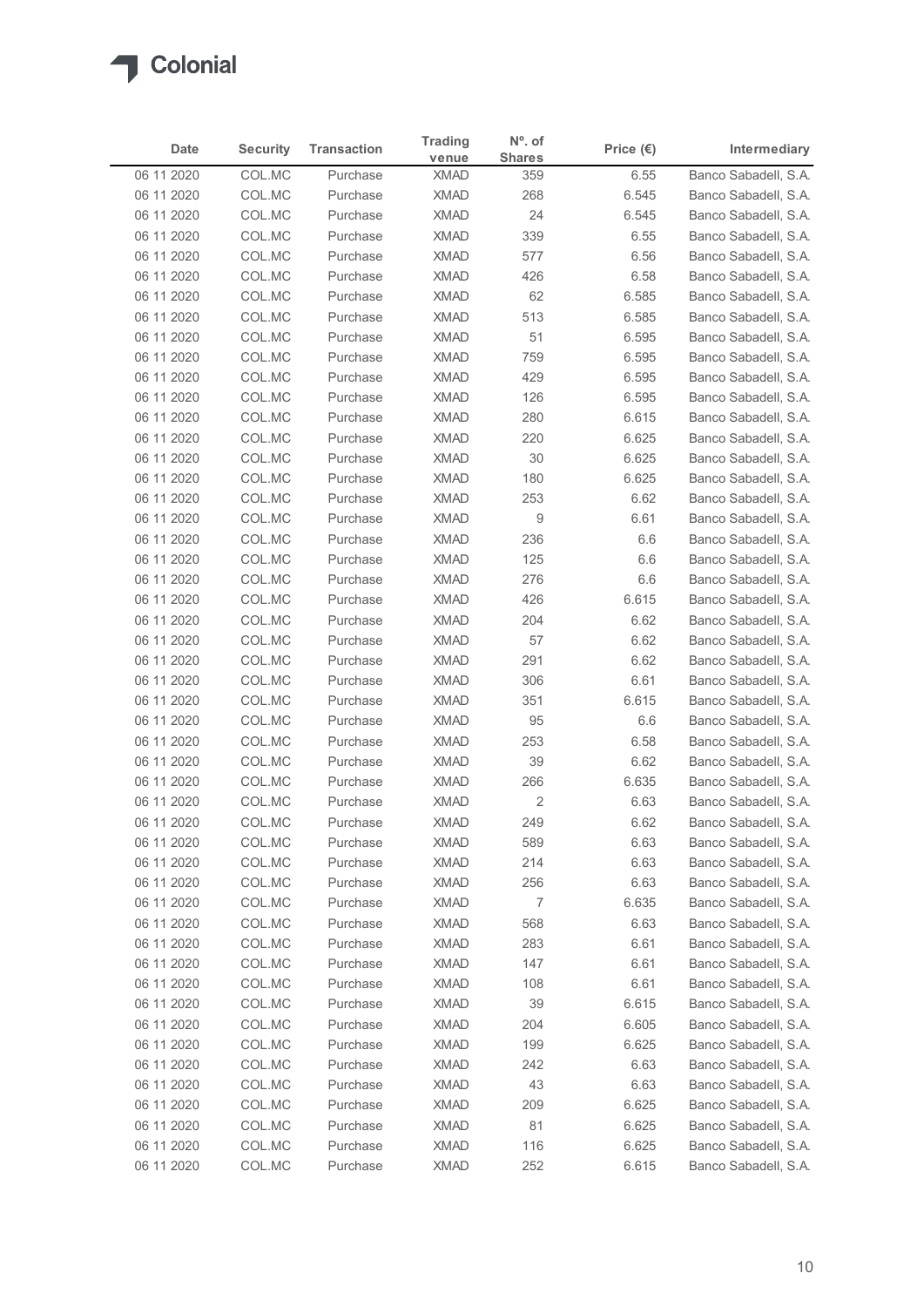| Date | Security | Transaction | Trading venue | Nº. of Shares | Price (€) | Intermediary |
|---|---|---|---|---|---|---|
| 06 11 2020 | COL.MC | Purchase | XMAD | 359 | 6.55 | Banco Sabadell, S.A. |
| 06 11 2020 | COL.MC | Purchase | XMAD | 268 | 6.545 | Banco Sabadell, S.A. |
| 06 11 2020 | COL.MC | Purchase | XMAD | 24 | 6.545 | Banco Sabadell, S.A. |
| 06 11 2020 | COL.MC | Purchase | XMAD | 339 | 6.55 | Banco Sabadell, S.A. |
| 06 11 2020 | COL.MC | Purchase | XMAD | 577 | 6.56 | Banco Sabadell, S.A. |
| 06 11 2020 | COL.MC | Purchase | XMAD | 426 | 6.58 | Banco Sabadell, S.A. |
| 06 11 2020 | COL.MC | Purchase | XMAD | 62 | 6.585 | Banco Sabadell, S.A. |
| 06 11 2020 | COL.MC | Purchase | XMAD | 513 | 6.585 | Banco Sabadell, S.A. |
| 06 11 2020 | COL.MC | Purchase | XMAD | 51 | 6.595 | Banco Sabadell, S.A. |
| 06 11 2020 | COL.MC | Purchase | XMAD | 759 | 6.595 | Banco Sabadell, S.A. |
| 06 11 2020 | COL.MC | Purchase | XMAD | 429 | 6.595 | Banco Sabadell, S.A. |
| 06 11 2020 | COL.MC | Purchase | XMAD | 126 | 6.595 | Banco Sabadell, S.A. |
| 06 11 2020 | COL.MC | Purchase | XMAD | 280 | 6.615 | Banco Sabadell, S.A. |
| 06 11 2020 | COL.MC | Purchase | XMAD | 220 | 6.625 | Banco Sabadell, S.A. |
| 06 11 2020 | COL.MC | Purchase | XMAD | 30 | 6.625 | Banco Sabadell, S.A. |
| 06 11 2020 | COL.MC | Purchase | XMAD | 180 | 6.625 | Banco Sabadell, S.A. |
| 06 11 2020 | COL.MC | Purchase | XMAD | 253 | 6.62 | Banco Sabadell, S.A. |
| 06 11 2020 | COL.MC | Purchase | XMAD | 9 | 6.61 | Banco Sabadell, S.A. |
| 06 11 2020 | COL.MC | Purchase | XMAD | 236 | 6.6 | Banco Sabadell, S.A. |
| 06 11 2020 | COL.MC | Purchase | XMAD | 125 | 6.6 | Banco Sabadell, S.A. |
| 06 11 2020 | COL.MC | Purchase | XMAD | 276 | 6.6 | Banco Sabadell, S.A. |
| 06 11 2020 | COL.MC | Purchase | XMAD | 426 | 6.615 | Banco Sabadell, S.A. |
| 06 11 2020 | COL.MC | Purchase | XMAD | 204 | 6.62 | Banco Sabadell, S.A. |
| 06 11 2020 | COL.MC | Purchase | XMAD | 57 | 6.62 | Banco Sabadell, S.A. |
| 06 11 2020 | COL.MC | Purchase | XMAD | 291 | 6.62 | Banco Sabadell, S.A. |
| 06 11 2020 | COL.MC | Purchase | XMAD | 306 | 6.61 | Banco Sabadell, S.A. |
| 06 11 2020 | COL.MC | Purchase | XMAD | 351 | 6.615 | Banco Sabadell, S.A. |
| 06 11 2020 | COL.MC | Purchase | XMAD | 95 | 6.6 | Banco Sabadell, S.A. |
| 06 11 2020 | COL.MC | Purchase | XMAD | 253 | 6.58 | Banco Sabadell, S.A. |
| 06 11 2020 | COL.MC | Purchase | XMAD | 39 | 6.62 | Banco Sabadell, S.A. |
| 06 11 2020 | COL.MC | Purchase | XMAD | 266 | 6.635 | Banco Sabadell, S.A. |
| 06 11 2020 | COL.MC | Purchase | XMAD | 2 | 6.63 | Banco Sabadell, S.A. |
| 06 11 2020 | COL.MC | Purchase | XMAD | 249 | 6.62 | Banco Sabadell, S.A. |
| 06 11 2020 | COL.MC | Purchase | XMAD | 589 | 6.63 | Banco Sabadell, S.A. |
| 06 11 2020 | COL.MC | Purchase | XMAD | 214 | 6.63 | Banco Sabadell, S.A. |
| 06 11 2020 | COL.MC | Purchase | XMAD | 256 | 6.63 | Banco Sabadell, S.A. |
| 06 11 2020 | COL.MC | Purchase | XMAD | 7 | 6.635 | Banco Sabadell, S.A. |
| 06 11 2020 | COL.MC | Purchase | XMAD | 568 | 6.63 | Banco Sabadell, S.A. |
| 06 11 2020 | COL.MC | Purchase | XMAD | 283 | 6.61 | Banco Sabadell, S.A. |
| 06 11 2020 | COL.MC | Purchase | XMAD | 147 | 6.61 | Banco Sabadell, S.A. |
| 06 11 2020 | COL.MC | Purchase | XMAD | 108 | 6.61 | Banco Sabadell, S.A. |
| 06 11 2020 | COL.MC | Purchase | XMAD | 39 | 6.615 | Banco Sabadell, S.A. |
| 06 11 2020 | COL.MC | Purchase | XMAD | 204 | 6.605 | Banco Sabadell, S.A. |
| 06 11 2020 | COL.MC | Purchase | XMAD | 199 | 6.625 | Banco Sabadell, S.A. |
| 06 11 2020 | COL.MC | Purchase | XMAD | 242 | 6.63 | Banco Sabadell, S.A. |
| 06 11 2020 | COL.MC | Purchase | XMAD | 43 | 6.63 | Banco Sabadell, S.A. |
| 06 11 2020 | COL.MC | Purchase | XMAD | 209 | 6.625 | Banco Sabadell, S.A. |
| 06 11 2020 | COL.MC | Purchase | XMAD | 81 | 6.625 | Banco Sabadell, S.A. |
| 06 11 2020 | COL.MC | Purchase | XMAD | 116 | 6.625 | Banco Sabadell, S.A. |
| 06 11 2020 | COL.MC | Purchase | XMAD | 252 | 6.615 | Banco Sabadell, S.A. |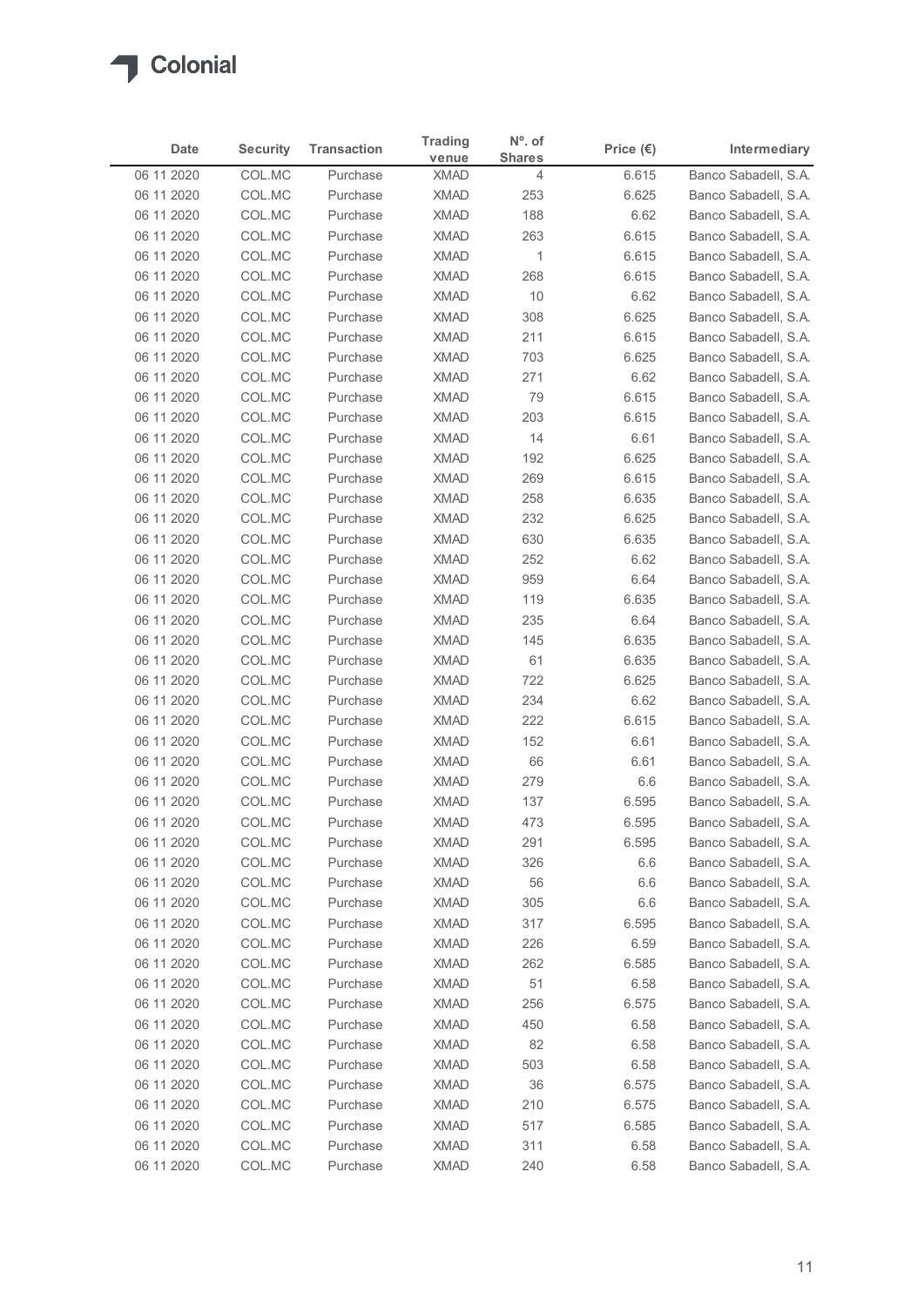| Date | Security | Transaction | Trading venue | Nº. of Shares | Price (€) | Intermediary |
|---|---|---|---|---|---|---|
| 06 11 2020 | COL.MC | Purchase | XMAD | 4 | 6.615 | Banco Sabadell, S.A. |
| 06 11 2020 | COL.MC | Purchase | XMAD | 253 | 6.625 | Banco Sabadell, S.A. |
| 06 11 2020 | COL.MC | Purchase | XMAD | 188 | 6.62 | Banco Sabadell, S.A. |
| 06 11 2020 | COL.MC | Purchase | XMAD | 263 | 6.615 | Banco Sabadell, S.A. |
| 06 11 2020 | COL.MC | Purchase | XMAD | 1 | 6.615 | Banco Sabadell, S.A. |
| 06 11 2020 | COL.MC | Purchase | XMAD | 268 | 6.615 | Banco Sabadell, S.A. |
| 06 11 2020 | COL.MC | Purchase | XMAD | 10 | 6.62 | Banco Sabadell, S.A. |
| 06 11 2020 | COL.MC | Purchase | XMAD | 308 | 6.625 | Banco Sabadell, S.A. |
| 06 11 2020 | COL.MC | Purchase | XMAD | 211 | 6.615 | Banco Sabadell, S.A. |
| 06 11 2020 | COL.MC | Purchase | XMAD | 703 | 6.625 | Banco Sabadell, S.A. |
| 06 11 2020 | COL.MC | Purchase | XMAD | 271 | 6.62 | Banco Sabadell, S.A. |
| 06 11 2020 | COL.MC | Purchase | XMAD | 79 | 6.615 | Banco Sabadell, S.A. |
| 06 11 2020 | COL.MC | Purchase | XMAD | 203 | 6.615 | Banco Sabadell, S.A. |
| 06 11 2020 | COL.MC | Purchase | XMAD | 14 | 6.61 | Banco Sabadell, S.A. |
| 06 11 2020 | COL.MC | Purchase | XMAD | 192 | 6.625 | Banco Sabadell, S.A. |
| 06 11 2020 | COL.MC | Purchase | XMAD | 269 | 6.615 | Banco Sabadell, S.A. |
| 06 11 2020 | COL.MC | Purchase | XMAD | 258 | 6.635 | Banco Sabadell, S.A. |
| 06 11 2020 | COL.MC | Purchase | XMAD | 232 | 6.625 | Banco Sabadell, S.A. |
| 06 11 2020 | COL.MC | Purchase | XMAD | 630 | 6.635 | Banco Sabadell, S.A. |
| 06 11 2020 | COL.MC | Purchase | XMAD | 252 | 6.62 | Banco Sabadell, S.A. |
| 06 11 2020 | COL.MC | Purchase | XMAD | 959 | 6.64 | Banco Sabadell, S.A. |
| 06 11 2020 | COL.MC | Purchase | XMAD | 119 | 6.635 | Banco Sabadell, S.A. |
| 06 11 2020 | COL.MC | Purchase | XMAD | 235 | 6.64 | Banco Sabadell, S.A. |
| 06 11 2020 | COL.MC | Purchase | XMAD | 145 | 6.635 | Banco Sabadell, S.A. |
| 06 11 2020 | COL.MC | Purchase | XMAD | 61 | 6.635 | Banco Sabadell, S.A. |
| 06 11 2020 | COL.MC | Purchase | XMAD | 722 | 6.625 | Banco Sabadell, S.A. |
| 06 11 2020 | COL.MC | Purchase | XMAD | 234 | 6.62 | Banco Sabadell, S.A. |
| 06 11 2020 | COL.MC | Purchase | XMAD | 222 | 6.615 | Banco Sabadell, S.A. |
| 06 11 2020 | COL.MC | Purchase | XMAD | 152 | 6.61 | Banco Sabadell, S.A. |
| 06 11 2020 | COL.MC | Purchase | XMAD | 66 | 6.61 | Banco Sabadell, S.A. |
| 06 11 2020 | COL.MC | Purchase | XMAD | 279 | 6.6 | Banco Sabadell, S.A. |
| 06 11 2020 | COL.MC | Purchase | XMAD | 137 | 6.595 | Banco Sabadell, S.A. |
| 06 11 2020 | COL.MC | Purchase | XMAD | 473 | 6.595 | Banco Sabadell, S.A. |
| 06 11 2020 | COL.MC | Purchase | XMAD | 291 | 6.595 | Banco Sabadell, S.A. |
| 06 11 2020 | COL.MC | Purchase | XMAD | 326 | 6.6 | Banco Sabadell, S.A. |
| 06 11 2020 | COL.MC | Purchase | XMAD | 56 | 6.6 | Banco Sabadell, S.A. |
| 06 11 2020 | COL.MC | Purchase | XMAD | 305 | 6.6 | Banco Sabadell, S.A. |
| 06 11 2020 | COL.MC | Purchase | XMAD | 317 | 6.595 | Banco Sabadell, S.A. |
| 06 11 2020 | COL.MC | Purchase | XMAD | 226 | 6.59 | Banco Sabadell, S.A. |
| 06 11 2020 | COL.MC | Purchase | XMAD | 262 | 6.585 | Banco Sabadell, S.A. |
| 06 11 2020 | COL.MC | Purchase | XMAD | 51 | 6.58 | Banco Sabadell, S.A. |
| 06 11 2020 | COL.MC | Purchase | XMAD | 256 | 6.575 | Banco Sabadell, S.A. |
| 06 11 2020 | COL.MC | Purchase | XMAD | 450 | 6.58 | Banco Sabadell, S.A. |
| 06 11 2020 | COL.MC | Purchase | XMAD | 82 | 6.58 | Banco Sabadell, S.A. |
| 06 11 2020 | COL.MC | Purchase | XMAD | 503 | 6.58 | Banco Sabadell, S.A. |
| 06 11 2020 | COL.MC | Purchase | XMAD | 36 | 6.575 | Banco Sabadell, S.A. |
| 06 11 2020 | COL.MC | Purchase | XMAD | 210 | 6.575 | Banco Sabadell, S.A. |
| 06 11 2020 | COL.MC | Purchase | XMAD | 517 | 6.585 | Banco Sabadell, S.A. |
| 06 11 2020 | COL.MC | Purchase | XMAD | 311 | 6.58 | Banco Sabadell, S.A. |
| 06 11 2020 | COL.MC | Purchase | XMAD | 240 | 6.58 | Banco Sabadell, S.A. |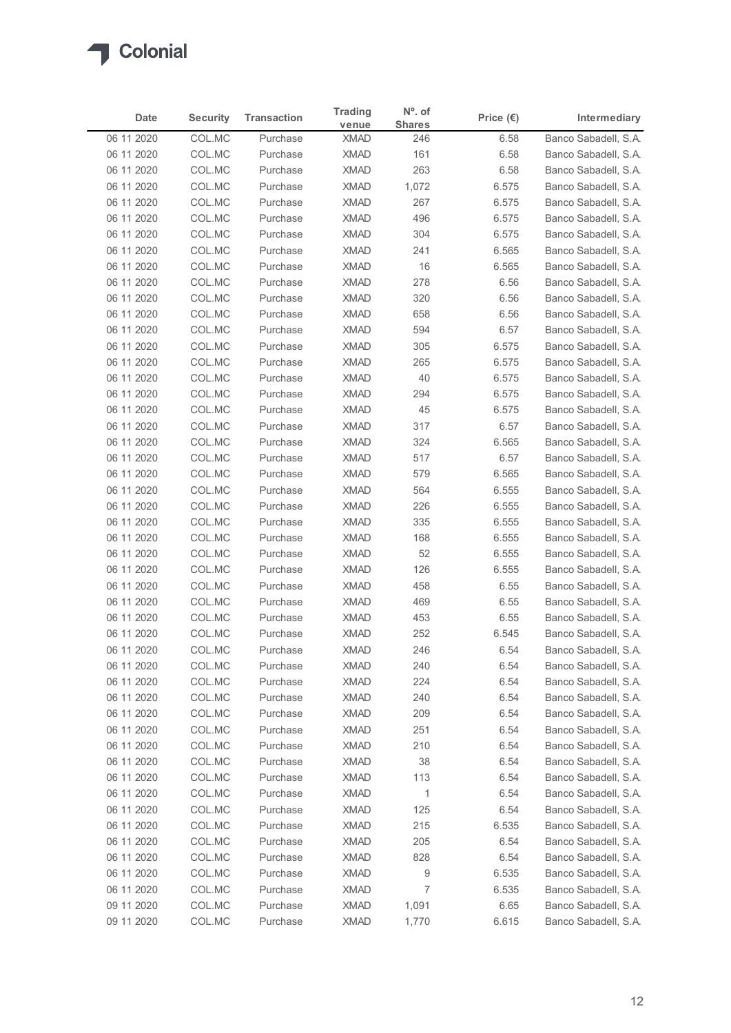# Colonial

| Date | Security | Transaction | Trading venue | Nº. of Shares | Price (€) | Intermediary |
|---|---|---|---|---|---|---|
| 06 11 2020 | COL.MC | Purchase | XMAD | 246 | 6.58 | Banco Sabadell, S.A. |
| 06 11 2020 | COL.MC | Purchase | XMAD | 161 | 6.58 | Banco Sabadell, S.A. |
| 06 11 2020 | COL.MC | Purchase | XMAD | 263 | 6.58 | Banco Sabadell, S.A. |
| 06 11 2020 | COL.MC | Purchase | XMAD | 1,072 | 6.575 | Banco Sabadell, S.A. |
| 06 11 2020 | COL.MC | Purchase | XMAD | 267 | 6.575 | Banco Sabadell, S.A. |
| 06 11 2020 | COL.MC | Purchase | XMAD | 496 | 6.575 | Banco Sabadell, S.A. |
| 06 11 2020 | COL.MC | Purchase | XMAD | 304 | 6.575 | Banco Sabadell, S.A. |
| 06 11 2020 | COL.MC | Purchase | XMAD | 241 | 6.565 | Banco Sabadell, S.A. |
| 06 11 2020 | COL.MC | Purchase | XMAD | 16 | 6.565 | Banco Sabadell, S.A. |
| 06 11 2020 | COL.MC | Purchase | XMAD | 278 | 6.56 | Banco Sabadell, S.A. |
| 06 11 2020 | COL.MC | Purchase | XMAD | 320 | 6.56 | Banco Sabadell, S.A. |
| 06 11 2020 | COL.MC | Purchase | XMAD | 658 | 6.56 | Banco Sabadell, S.A. |
| 06 11 2020 | COL.MC | Purchase | XMAD | 594 | 6.57 | Banco Sabadell, S.A. |
| 06 11 2020 | COL.MC | Purchase | XMAD | 305 | 6.575 | Banco Sabadell, S.A. |
| 06 11 2020 | COL.MC | Purchase | XMAD | 265 | 6.575 | Banco Sabadell, S.A. |
| 06 11 2020 | COL.MC | Purchase | XMAD | 40 | 6.575 | Banco Sabadell, S.A. |
| 06 11 2020 | COL.MC | Purchase | XMAD | 294 | 6.575 | Banco Sabadell, S.A. |
| 06 11 2020 | COL.MC | Purchase | XMAD | 45 | 6.575 | Banco Sabadell, S.A. |
| 06 11 2020 | COL.MC | Purchase | XMAD | 317 | 6.57 | Banco Sabadell, S.A. |
| 06 11 2020 | COL.MC | Purchase | XMAD | 324 | 6.565 | Banco Sabadell, S.A. |
| 06 11 2020 | COL.MC | Purchase | XMAD | 517 | 6.57 | Banco Sabadell, S.A. |
| 06 11 2020 | COL.MC | Purchase | XMAD | 579 | 6.565 | Banco Sabadell, S.A. |
| 06 11 2020 | COL.MC | Purchase | XMAD | 564 | 6.555 | Banco Sabadell, S.A. |
| 06 11 2020 | COL.MC | Purchase | XMAD | 226 | 6.555 | Banco Sabadell, S.A. |
| 06 11 2020 | COL.MC | Purchase | XMAD | 335 | 6.555 | Banco Sabadell, S.A. |
| 06 11 2020 | COL.MC | Purchase | XMAD | 168 | 6.555 | Banco Sabadell, S.A. |
| 06 11 2020 | COL.MC | Purchase | XMAD | 52 | 6.555 | Banco Sabadell, S.A. |
| 06 11 2020 | COL.MC | Purchase | XMAD | 126 | 6.555 | Banco Sabadell, S.A. |
| 06 11 2020 | COL.MC | Purchase | XMAD | 458 | 6.55 | Banco Sabadell, S.A. |
| 06 11 2020 | COL.MC | Purchase | XMAD | 469 | 6.55 | Banco Sabadell, S.A. |
| 06 11 2020 | COL.MC | Purchase | XMAD | 453 | 6.55 | Banco Sabadell, S.A. |
| 06 11 2020 | COL.MC | Purchase | XMAD | 252 | 6.545 | Banco Sabadell, S.A. |
| 06 11 2020 | COL.MC | Purchase | XMAD | 246 | 6.54 | Banco Sabadell, S.A. |
| 06 11 2020 | COL.MC | Purchase | XMAD | 240 | 6.54 | Banco Sabadell, S.A. |
| 06 11 2020 | COL.MC | Purchase | XMAD | 224 | 6.54 | Banco Sabadell, S.A. |
| 06 11 2020 | COL.MC | Purchase | XMAD | 240 | 6.54 | Banco Sabadell, S.A. |
| 06 11 2020 | COL.MC | Purchase | XMAD | 209 | 6.54 | Banco Sabadell, S.A. |
| 06 11 2020 | COL.MC | Purchase | XMAD | 251 | 6.54 | Banco Sabadell, S.A. |
| 06 11 2020 | COL.MC | Purchase | XMAD | 210 | 6.54 | Banco Sabadell, S.A. |
| 06 11 2020 | COL.MC | Purchase | XMAD | 38 | 6.54 | Banco Sabadell, S.A. |
| 06 11 2020 | COL.MC | Purchase | XMAD | 113 | 6.54 | Banco Sabadell, S.A. |
| 06 11 2020 | COL.MC | Purchase | XMAD | 1 | 6.54 | Banco Sabadell, S.A. |
| 06 11 2020 | COL.MC | Purchase | XMAD | 125 | 6.54 | Banco Sabadell, S.A. |
| 06 11 2020 | COL.MC | Purchase | XMAD | 215 | 6.535 | Banco Sabadell, S.A. |
| 06 11 2020 | COL.MC | Purchase | XMAD | 205 | 6.54 | Banco Sabadell, S.A. |
| 06 11 2020 | COL.MC | Purchase | XMAD | 828 | 6.54 | Banco Sabadell, S.A. |
| 06 11 2020 | COL.MC | Purchase | XMAD | 9 | 6.535 | Banco Sabadell, S.A. |
| 06 11 2020 | COL.MC | Purchase | XMAD | 7 | 6.535 | Banco Sabadell, S.A. |
| 09 11 2020 | COL.MC | Purchase | XMAD | 1,091 | 6.65 | Banco Sabadell, S.A. |
| 09 11 2020 | COL.MC | Purchase | XMAD | 1,770 | 6.615 | Banco Sabadell, S.A. |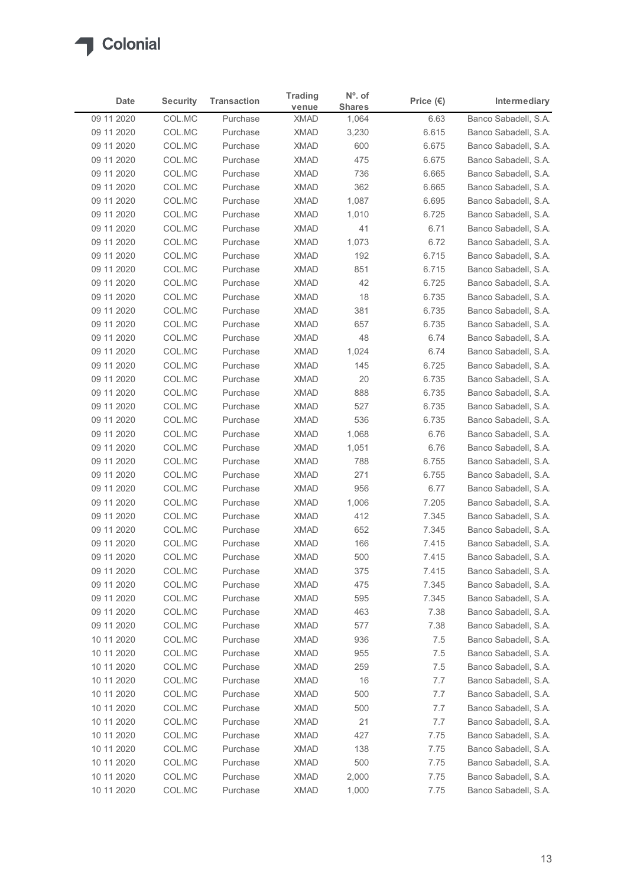# Colonial

| Date | Security | Transaction | Trading venue | Nº. of Shares | Price (€) | Intermediary |
|---|---|---|---|---|---|---|
| 09 11 2020 | COL.MC | Purchase | XMAD | 1,064 | 6.63 | Banco Sabadell, S.A. |
| 09 11 2020 | COL.MC | Purchase | XMAD | 3,230 | 6.615 | Banco Sabadell, S.A. |
| 09 11 2020 | COL.MC | Purchase | XMAD | 600 | 6.675 | Banco Sabadell, S.A. |
| 09 11 2020 | COL.MC | Purchase | XMAD | 475 | 6.675 | Banco Sabadell, S.A. |
| 09 11 2020 | COL.MC | Purchase | XMAD | 736 | 6.665 | Banco Sabadell, S.A. |
| 09 11 2020 | COL.MC | Purchase | XMAD | 362 | 6.665 | Banco Sabadell, S.A. |
| 09 11 2020 | COL.MC | Purchase | XMAD | 1,087 | 6.695 | Banco Sabadell, S.A. |
| 09 11 2020 | COL.MC | Purchase | XMAD | 1,010 | 6.725 | Banco Sabadell, S.A. |
| 09 11 2020 | COL.MC | Purchase | XMAD | 41 | 6.71 | Banco Sabadell, S.A. |
| 09 11 2020 | COL.MC | Purchase | XMAD | 1,073 | 6.72 | Banco Sabadell, S.A. |
| 09 11 2020 | COL.MC | Purchase | XMAD | 192 | 6.715 | Banco Sabadell, S.A. |
| 09 11 2020 | COL.MC | Purchase | XMAD | 851 | 6.715 | Banco Sabadell, S.A. |
| 09 11 2020 | COL.MC | Purchase | XMAD | 42 | 6.725 | Banco Sabadell, S.A. |
| 09 11 2020 | COL.MC | Purchase | XMAD | 18 | 6.735 | Banco Sabadell, S.A. |
| 09 11 2020 | COL.MC | Purchase | XMAD | 381 | 6.735 | Banco Sabadell, S.A. |
| 09 11 2020 | COL.MC | Purchase | XMAD | 657 | 6.735 | Banco Sabadell, S.A. |
| 09 11 2020 | COL.MC | Purchase | XMAD | 48 | 6.74 | Banco Sabadell, S.A. |
| 09 11 2020 | COL.MC | Purchase | XMAD | 1,024 | 6.74 | Banco Sabadell, S.A. |
| 09 11 2020 | COL.MC | Purchase | XMAD | 145 | 6.725 | Banco Sabadell, S.A. |
| 09 11 2020 | COL.MC | Purchase | XMAD | 20 | 6.735 | Banco Sabadell, S.A. |
| 09 11 2020 | COL.MC | Purchase | XMAD | 888 | 6.735 | Banco Sabadell, S.A. |
| 09 11 2020 | COL.MC | Purchase | XMAD | 527 | 6.735 | Banco Sabadell, S.A. |
| 09 11 2020 | COL.MC | Purchase | XMAD | 536 | 6.735 | Banco Sabadell, S.A. |
| 09 11 2020 | COL.MC | Purchase | XMAD | 1,068 | 6.76 | Banco Sabadell, S.A. |
| 09 11 2020 | COL.MC | Purchase | XMAD | 1,051 | 6.76 | Banco Sabadell, S.A. |
| 09 11 2020 | COL.MC | Purchase | XMAD | 788 | 6.755 | Banco Sabadell, S.A. |
| 09 11 2020 | COL.MC | Purchase | XMAD | 271 | 6.755 | Banco Sabadell, S.A. |
| 09 11 2020 | COL.MC | Purchase | XMAD | 956 | 6.77 | Banco Sabadell, S.A. |
| 09 11 2020 | COL.MC | Purchase | XMAD | 1,006 | 7.205 | Banco Sabadell, S.A. |
| 09 11 2020 | COL.MC | Purchase | XMAD | 412 | 7.345 | Banco Sabadell, S.A. |
| 09 11 2020 | COL.MC | Purchase | XMAD | 652 | 7.345 | Banco Sabadell, S.A. |
| 09 11 2020 | COL.MC | Purchase | XMAD | 166 | 7.415 | Banco Sabadell, S.A. |
| 09 11 2020 | COL.MC | Purchase | XMAD | 500 | 7.415 | Banco Sabadell, S.A. |
| 09 11 2020 | COL.MC | Purchase | XMAD | 375 | 7.415 | Banco Sabadell, S.A. |
| 09 11 2020 | COL.MC | Purchase | XMAD | 475 | 7.345 | Banco Sabadell, S.A. |
| 09 11 2020 | COL.MC | Purchase | XMAD | 595 | 7.345 | Banco Sabadell, S.A. |
| 09 11 2020 | COL.MC | Purchase | XMAD | 463 | 7.38 | Banco Sabadell, S.A. |
| 09 11 2020 | COL.MC | Purchase | XMAD | 577 | 7.38 | Banco Sabadell, S.A. |
| 10 11 2020 | COL.MC | Purchase | XMAD | 936 | 7.5 | Banco Sabadell, S.A. |
| 10 11 2020 | COL.MC | Purchase | XMAD | 955 | 7.5 | Banco Sabadell, S.A. |
| 10 11 2020 | COL.MC | Purchase | XMAD | 259 | 7.5 | Banco Sabadell, S.A. |
| 10 11 2020 | COL.MC | Purchase | XMAD | 16 | 7.7 | Banco Sabadell, S.A. |
| 10 11 2020 | COL.MC | Purchase | XMAD | 500 | 7.7 | Banco Sabadell, S.A. |
| 10 11 2020 | COL.MC | Purchase | XMAD | 500 | 7.7 | Banco Sabadell, S.A. |
| 10 11 2020 | COL.MC | Purchase | XMAD | 21 | 7.7 | Banco Sabadell, S.A. |
| 10 11 2020 | COL.MC | Purchase | XMAD | 427 | 7.75 | Banco Sabadell, S.A. |
| 10 11 2020 | COL.MC | Purchase | XMAD | 138 | 7.75 | Banco Sabadell, S.A. |
| 10 11 2020 | COL.MC | Purchase | XMAD | 500 | 7.75 | Banco Sabadell, S.A. |
| 10 11 2020 | COL.MC | Purchase | XMAD | 2,000 | 7.75 | Banco Sabadell, S.A. |
| 10 11 2020 | COL.MC | Purchase | XMAD | 1,000 | 7.75 | Banco Sabadell, S.A. |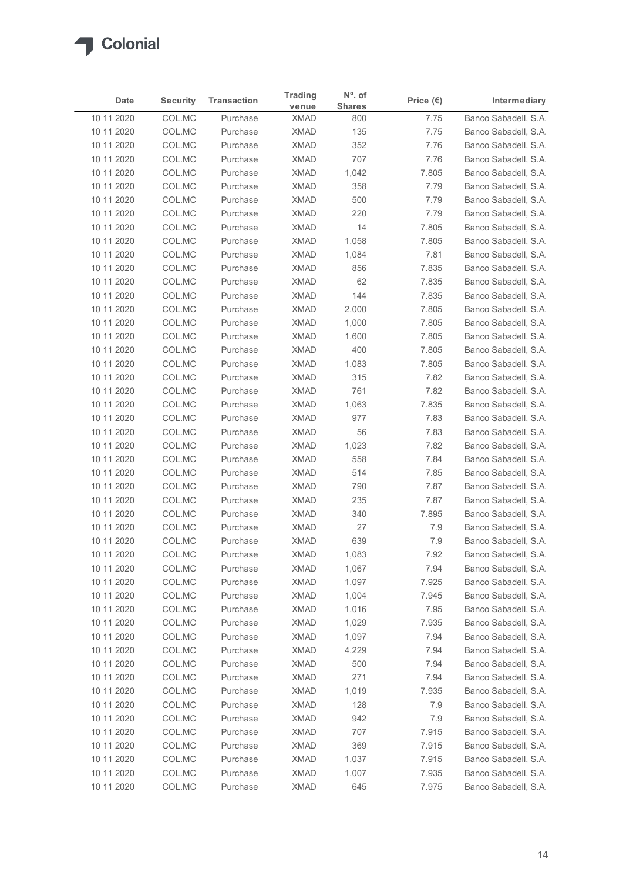| Date | Security | Transaction | Trading venue | Nº. of Shares | Price (€) | Intermediary |
|---|---|---|---|---|---|---|
| 10 11 2020 | COL.MC | Purchase | XMAD | 800 | 7.75 | Banco Sabadell, S.A. |
| 10 11 2020 | COL.MC | Purchase | XMAD | 135 | 7.75 | Banco Sabadell, S.A. |
| 10 11 2020 | COL.MC | Purchase | XMAD | 352 | 7.76 | Banco Sabadell, S.A. |
| 10 11 2020 | COL.MC | Purchase | XMAD | 707 | 7.76 | Banco Sabadell, S.A. |
| 10 11 2020 | COL.MC | Purchase | XMAD | 1,042 | 7.805 | Banco Sabadell, S.A. |
| 10 11 2020 | COL.MC | Purchase | XMAD | 358 | 7.79 | Banco Sabadell, S.A. |
| 10 11 2020 | COL.MC | Purchase | XMAD | 500 | 7.79 | Banco Sabadell, S.A. |
| 10 11 2020 | COL.MC | Purchase | XMAD | 220 | 7.79 | Banco Sabadell, S.A. |
| 10 11 2020 | COL.MC | Purchase | XMAD | 14 | 7.805 | Banco Sabadell, S.A. |
| 10 11 2020 | COL.MC | Purchase | XMAD | 1,058 | 7.805 | Banco Sabadell, S.A. |
| 10 11 2020 | COL.MC | Purchase | XMAD | 1,084 | 7.81 | Banco Sabadell, S.A. |
| 10 11 2020 | COL.MC | Purchase | XMAD | 856 | 7.835 | Banco Sabadell, S.A. |
| 10 11 2020 | COL.MC | Purchase | XMAD | 62 | 7.835 | Banco Sabadell, S.A. |
| 10 11 2020 | COL.MC | Purchase | XMAD | 144 | 7.835 | Banco Sabadell, S.A. |
| 10 11 2020 | COL.MC | Purchase | XMAD | 2,000 | 7.805 | Banco Sabadell, S.A. |
| 10 11 2020 | COL.MC | Purchase | XMAD | 1,000 | 7.805 | Banco Sabadell, S.A. |
| 10 11 2020 | COL.MC | Purchase | XMAD | 1,600 | 7.805 | Banco Sabadell, S.A. |
| 10 11 2020 | COL.MC | Purchase | XMAD | 400 | 7.805 | Banco Sabadell, S.A. |
| 10 11 2020 | COL.MC | Purchase | XMAD | 1,083 | 7.805 | Banco Sabadell, S.A. |
| 10 11 2020 | COL.MC | Purchase | XMAD | 315 | 7.82 | Banco Sabadell, S.A. |
| 10 11 2020 | COL.MC | Purchase | XMAD | 761 | 7.82 | Banco Sabadell, S.A. |
| 10 11 2020 | COL.MC | Purchase | XMAD | 1,063 | 7.835 | Banco Sabadell, S.A. |
| 10 11 2020 | COL.MC | Purchase | XMAD | 977 | 7.83 | Banco Sabadell, S.A. |
| 10 11 2020 | COL.MC | Purchase | XMAD | 56 | 7.83 | Banco Sabadell, S.A. |
| 10 11 2020 | COL.MC | Purchase | XMAD | 1,023 | 7.82 | Banco Sabadell, S.A. |
| 10 11 2020 | COL.MC | Purchase | XMAD | 558 | 7.84 | Banco Sabadell, S.A. |
| 10 11 2020 | COL.MC | Purchase | XMAD | 514 | 7.85 | Banco Sabadell, S.A. |
| 10 11 2020 | COL.MC | Purchase | XMAD | 790 | 7.87 | Banco Sabadell, S.A. |
| 10 11 2020 | COL.MC | Purchase | XMAD | 235 | 7.87 | Banco Sabadell, S.A. |
| 10 11 2020 | COL.MC | Purchase | XMAD | 340 | 7.895 | Banco Sabadell, S.A. |
| 10 11 2020 | COL.MC | Purchase | XMAD | 27 | 7.9 | Banco Sabadell, S.A. |
| 10 11 2020 | COL.MC | Purchase | XMAD | 639 | 7.9 | Banco Sabadell, S.A. |
| 10 11 2020 | COL.MC | Purchase | XMAD | 1,083 | 7.92 | Banco Sabadell, S.A. |
| 10 11 2020 | COL.MC | Purchase | XMAD | 1,067 | 7.94 | Banco Sabadell, S.A. |
| 10 11 2020 | COL.MC | Purchase | XMAD | 1,097 | 7.925 | Banco Sabadell, S.A. |
| 10 11 2020 | COL.MC | Purchase | XMAD | 1,004 | 7.945 | Banco Sabadell, S.A. |
| 10 11 2020 | COL.MC | Purchase | XMAD | 1,016 | 7.95 | Banco Sabadell, S.A. |
| 10 11 2020 | COL.MC | Purchase | XMAD | 1,029 | 7.935 | Banco Sabadell, S.A. |
| 10 11 2020 | COL.MC | Purchase | XMAD | 1,097 | 7.94 | Banco Sabadell, S.A. |
| 10 11 2020 | COL.MC | Purchase | XMAD | 4,229 | 7.94 | Banco Sabadell, S.A. |
| 10 11 2020 | COL.MC | Purchase | XMAD | 500 | 7.94 | Banco Sabadell, S.A. |
| 10 11 2020 | COL.MC | Purchase | XMAD | 271 | 7.94 | Banco Sabadell, S.A. |
| 10 11 2020 | COL.MC | Purchase | XMAD | 1,019 | 7.935 | Banco Sabadell, S.A. |
| 10 11 2020 | COL.MC | Purchase | XMAD | 128 | 7.9 | Banco Sabadell, S.A. |
| 10 11 2020 | COL.MC | Purchase | XMAD | 942 | 7.9 | Banco Sabadell, S.A. |
| 10 11 2020 | COL.MC | Purchase | XMAD | 707 | 7.915 | Banco Sabadell, S.A. |
| 10 11 2020 | COL.MC | Purchase | XMAD | 369 | 7.915 | Banco Sabadell, S.A. |
| 10 11 2020 | COL.MC | Purchase | XMAD | 1,037 | 7.915 | Banco Sabadell, S.A. |
| 10 11 2020 | COL.MC | Purchase | XMAD | 1,007 | 7.935 | Banco Sabadell, S.A. |
| 10 11 2020 | COL.MC | Purchase | XMAD | 645 | 7.975 | Banco Sabadell, S.A. |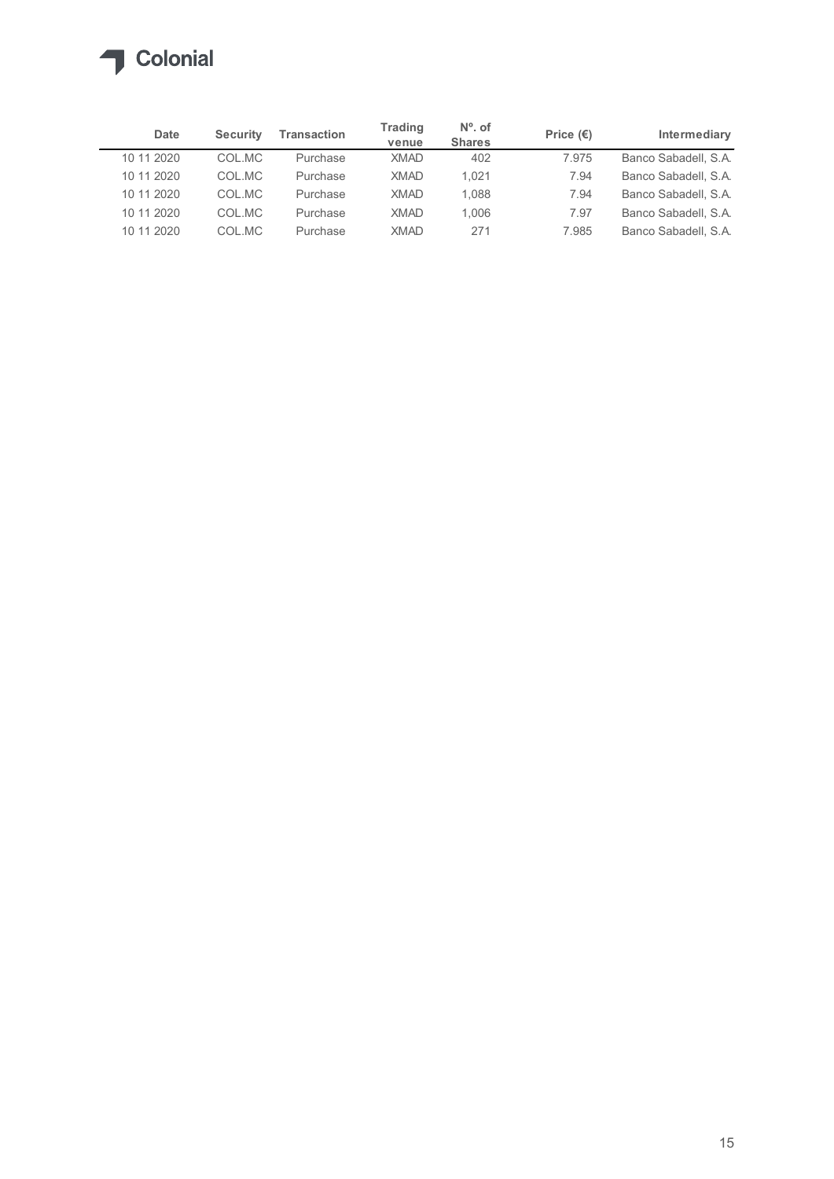| Date | Security | Transaction | Trading venue | Nº. of Shares | Price (€) | Intermediary |
|---|---|---|---|---|---|---|
| 10 11 2020 | COL.MC | Purchase | XMAD | 402 | 7.975 | Banco Sabadell, S.A. |
| 10 11 2020 | COL.MC | Purchase | XMAD | 1,021 | 7.94 | Banco Sabadell, S.A. |
| 10 11 2020 | COL.MC | Purchase | XMAD | 1,088 | 7.94 | Banco Sabadell, S.A. |
| 10 11 2020 | COL.MC | Purchase | XMAD | 1,006 | 7.97 | Banco Sabadell, S.A. |
| 10 11 2020 | COL.MC | Purchase | XMAD | 271 | 7.985 | Banco Sabadell, S.A. |